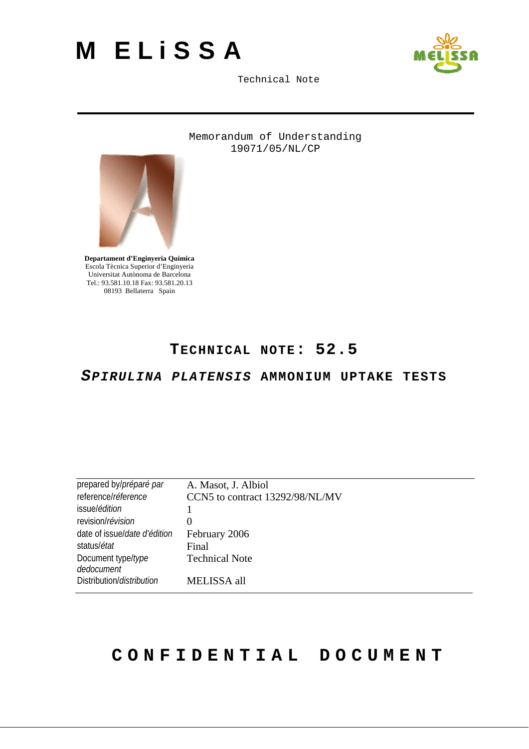# MELiSSA

Technical Note

Memorandum of Understanding
19071/05/NL/CP

**Departament d'Enginyeria Química**
Escola Tècnica Superior d'Enginyeria
Universitat Autònoma de Barcelona
Tel.: 93.581.10.18 Fax: 93.581.20.13
08193 Bellaterra Spain

## TECHNICAL NOTE: 52.5

## *SPIRULINA PLATENSIS* AMMONIUM UPTAKE TESTS

| | |
|---|---|
| prepared by/*préparé par* | A. Masot, J. Albiol |
| reference/*réference* | CCN5 to contract 13292/98/NL/MV |
| issue/*édition* | 1 |
| revision/*révision* | 0 |
| date of issue/*date d'édition* | February 2006 |
| status/*état* | Final |
| Document type/*type dedocument* | Technical Note |
| Distribution/*distribution* | MELISSA all |

**CONFIDENTIAL DOCUMENT**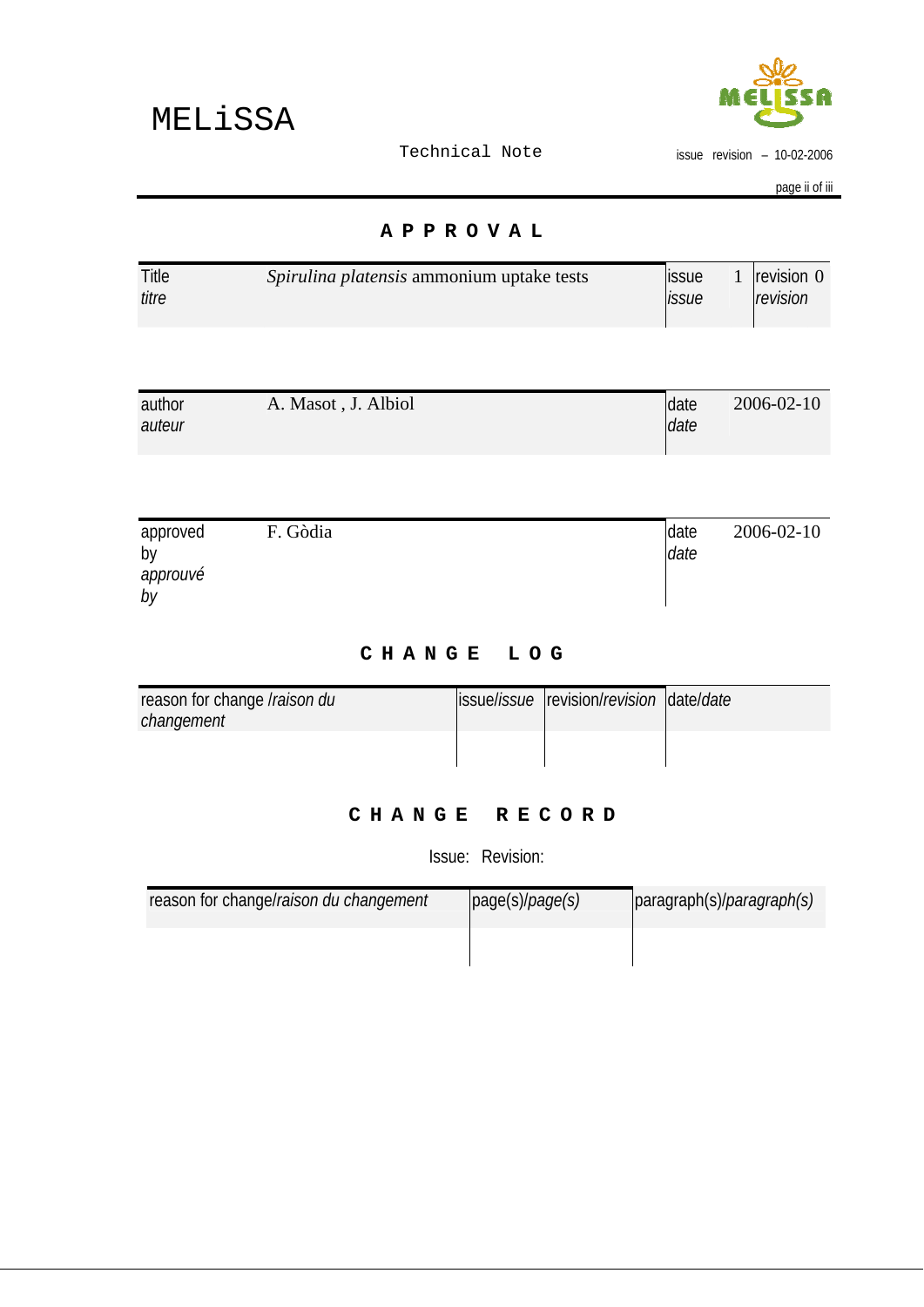# A P P R O V A L

| Title *titre* | *Spirulina platensis* ammonium uptake tests | issue *issue* | 1 | revision *revision* | 0 |
|---|---|---|---|---|---|

| author *auteur* | A. Masot , J. Albiol | date *date* | 2006-02-10 |
|---|---|---|---|

| approved by *approuvé by* | F. Gòdia | date *date* | 2006-02-10 |
|---|---|---|---|

# C H A N G E   L O G

| reason for change /*raison du changement* | issue/*issue* | revision/*revision* | date/*date* |
|---|---|---|---|
| | | | |

# C H A N G E   R E C O R D

Issue: Revision:

| reason for change/*raison du changement* | page(s)/*page(s)* | paragraph(s)/*paragraph(s)* |
|---|---|---|
| | | |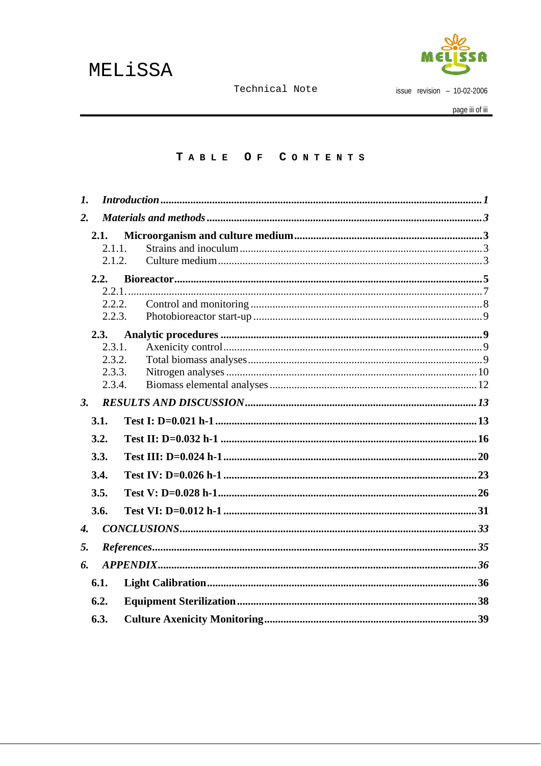# TABLE OF CONTENTS

1. *Introduction* ........ *1*
2. *Materials and methods* ........ *3*
   - **2.1. Microorganism and culture medium** ........ **3**
     - 2.1.1. Strains and inoculum ........ 3
     - 2.1.2. Culture medium ........ 3
   - **2.2. Bioreactor** ........ **5**
     - 2.2.1. ........ 7
     - 2.2.2. Control and monitoring ........ 8
     - 2.2.3. Photobioreactor start-up ........ 9
   - **2.3. Analytic procedures** ........ **9**
     - 2.3.1. Axenicity control ........ 9
     - 2.3.2. Total biomass analyses ........ 9
     - 2.3.3. Nitrogen analyses ........ 10
     - 2.3.4. Biomass elemental analyses ........ 12
3. *RESULTS AND DISCUSSION* ........ *13*
   - **3.1. Test I: D=0.021 h-1** ........ **13**
   - **3.2. Test II: D=0.032 h-1** ........ **16**
   - **3.3. Test III: D=0.024 h-1** ........ **20**
   - **3.4. Test IV: D=0.026 h-1** ........ **23**
   - **3.5. Test V: D=0.028 h-1** ........ **26**
   - **3.6. Test VI: D=0.012 h-1** ........ **31**
4. *CONCLUSIONS* ........ *33*
5. *References* ........ *35*
6. *APPENDIX* ........ *36*
   - **6.1. Light Calibration** ........ **36**
   - **6.2. Equipment Sterilization** ........ **38**
   - **6.3. Culture Axenicity Monitoring** ........ **39**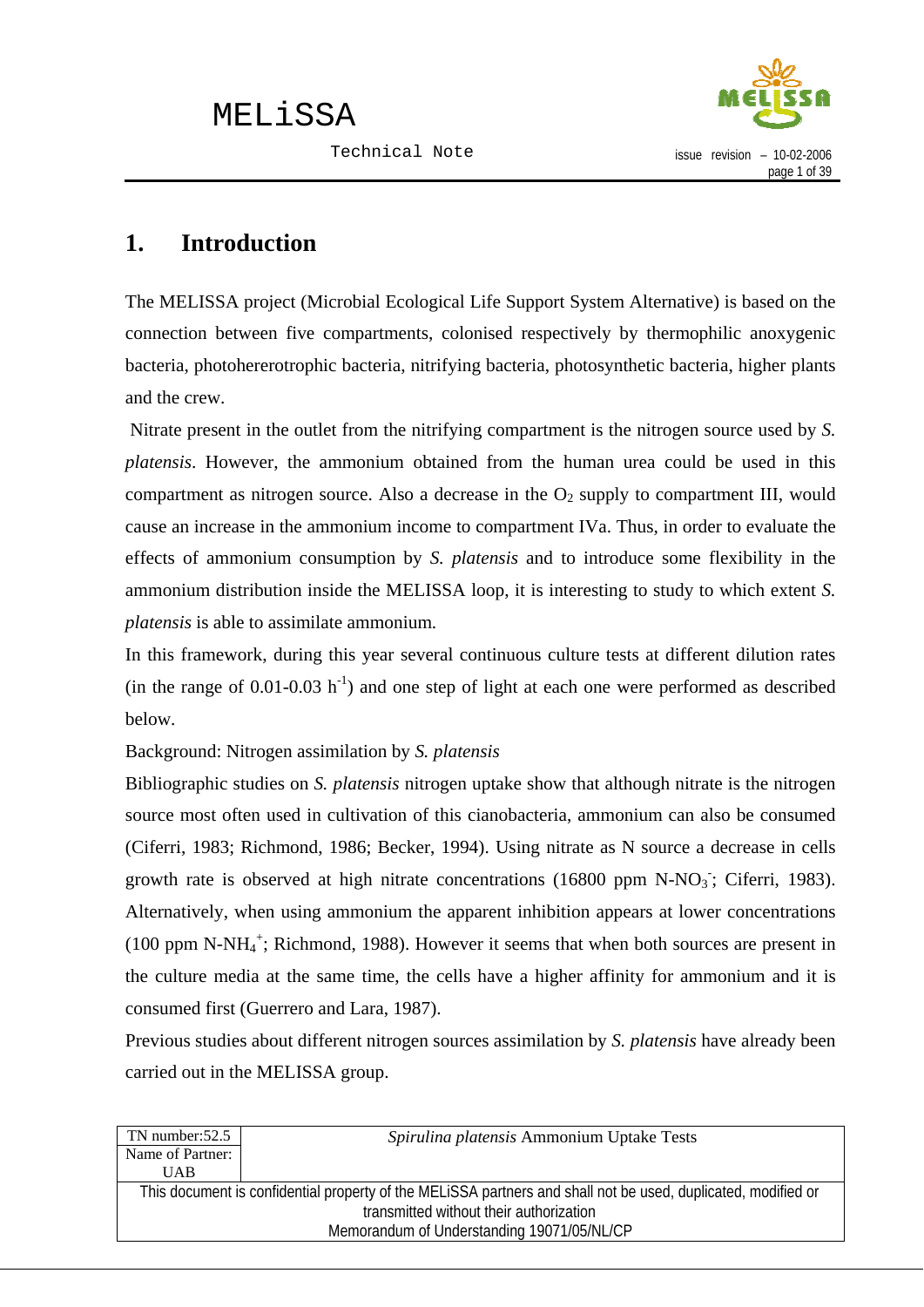# 1. Introduction

The MELISSA project (Microbial Ecological Life Support System Alternative) is based on the connection between five compartments, colonised respectively by thermophilic anoxygenic bacteria, photohererotrophic bacteria, nitrifying bacteria, photosynthetic bacteria, higher plants and the crew.

Nitrate present in the outlet from the nitrifying compartment is the nitrogen source used by *S. platensis*. However, the ammonium obtained from the human urea could be used in this compartment as nitrogen source. Also a decrease in the $O_2$ supply to compartment III, would cause an increase in the ammonium income to compartment IVa. Thus, in order to evaluate the effects of ammonium consumption by *S. platensis* and to introduce some flexibility in the ammonium distribution inside the MELISSA loop, it is interesting to study to which extent *S. platensis* is able to assimilate ammonium.

In this framework, during this year several continuous culture tests at different dilution rates (in the range of 0.01-0.03 $h^{-1}$) and one step of light at each one were performed as described below.

Background: Nitrogen assimilation by *S. platensis*

Bibliographic studies on *S. platensis* nitrogen uptake show that although nitrate is the nitrogen source most often used in cultivation of this cianobacteria, ammonium can also be consumed (Ciferri, 1983; Richmond, 1986; Becker, 1994). Using nitrate as N source a decrease in cells growth rate is observed at high nitrate concentrations (16800 ppm N-$NO_3^-$; Ciferri, 1983). Alternatively, when using ammonium the apparent inhibition appears at lower concentrations (100 ppm N-$NH_4^+$; Richmond, 1988). However it seems that when both sources are present in the culture media at the same time, the cells have a higher affinity for ammonium and it is consumed first (Guerrero and Lara, 1987).

Previous studies about different nitrogen sources assimilation by *S. platensis* have already been carried out in the MELISSA group.

| TN number:52.5 | *Spirulina platensis* Ammonium Uptake Tests |
|---|---|
| Name of Partner: UAB | |

This document is confidential property of the MELiSSA partners and shall not be used, duplicated, modified or transmitted without their authorization
Memorandum of Understanding 19071/05/NL/CP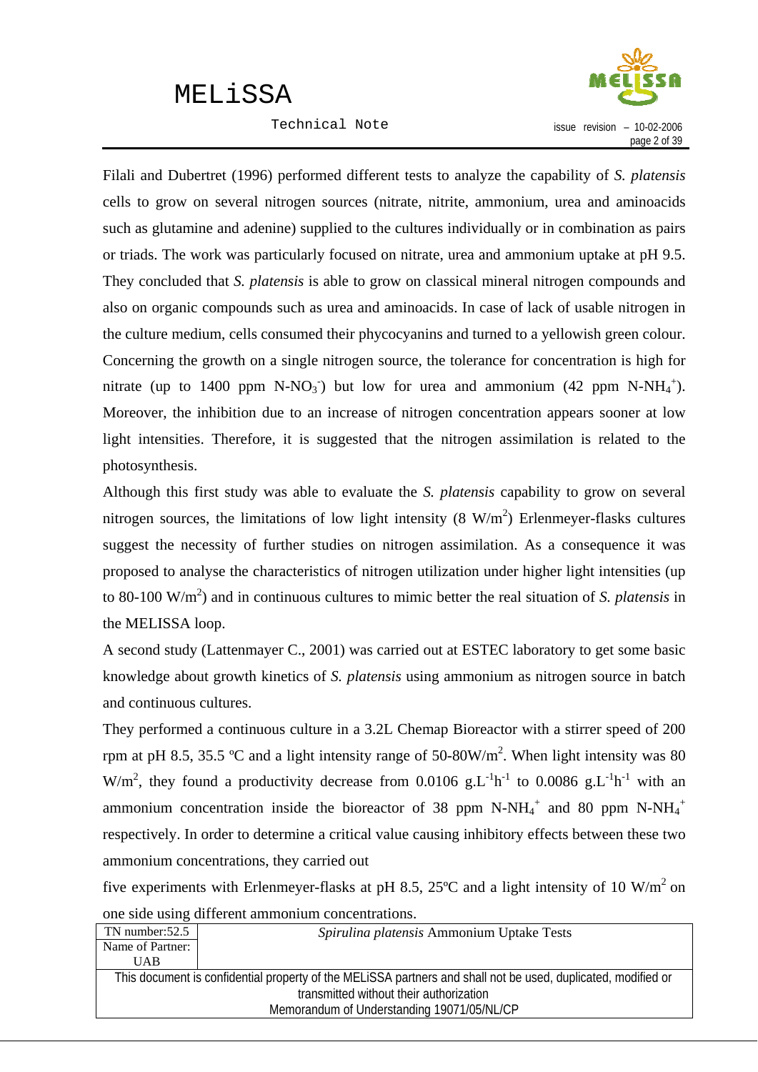Filali and Dubertret (1996) performed different tests to analyze the capability of *S. platensis* cells to grow on several nitrogen sources (nitrate, nitrite, ammonium, urea and aminoacids such as glutamine and adenine) supplied to the cultures individually or in combination as pairs or triads. The work was particularly focused on nitrate, urea and ammonium uptake at pH 9.5. They concluded that *S. platensis* is able to grow on classical mineral nitrogen compounds and also on organic compounds such as urea and aminoacids. In case of lack of usable nitrogen in the culture medium, cells consumed their phycocyanins and turned to a yellowish green colour. Concerning the growth on a single nitrogen source, the tolerance for concentration is high for nitrate (up to 1400 ppm $N\text{-}NO_3^-$) but low for urea and ammonium (42 ppm $N\text{-}NH_4^+$). Moreover, the inhibition due to an increase of nitrogen concentration appears sooner at low light intensities. Therefore, it is suggested that the nitrogen assimilation is related to the photosynthesis.

Although this first study was able to evaluate the *S. platensis* capability to grow on several nitrogen sources, the limitations of low light intensity (8 $W/m^2$) Erlenmeyer-flasks cultures suggest the necessity of further studies on nitrogen assimilation. As a consequence it was proposed to analyse the characteristics of nitrogen utilization under higher light intensities (up to 80-100 $W/m^2$) and in continuous cultures to mimic better the real situation of *S. platensis* in the MELISSA loop.

A second study (Lattenmayer C., 2001) was carried out at ESTEC laboratory to get some basic knowledge about growth kinetics of *S. platensis* using ammonium as nitrogen source in batch and continuous cultures.

They performed a continuous culture in a 3.2L Chemap Bioreactor with a stirrer speed of 200 rpm at pH 8.5, 35.5 ºC and a light intensity range of 50-80$W/m^2$. When light intensity was 80 $W/m^2$, they found a productivity decrease from 0.0106 $g.L^{-1}h^{-1}$ to 0.0086 $g.L^{-1}h^{-1}$ with an ammonium concentration inside the bioreactor of 38 ppm $N\text{-}NH_4^+$ and 80 ppm $N\text{-}NH_4^+$ respectively. In order to determine a critical value causing inhibitory effects between these two ammonium concentrations, they carried out

five experiments with Erlenmeyer-flasks at pH 8.5, 25ºC and a light intensity of 10 $W/m^2$ on one side using different ammonium concentrations.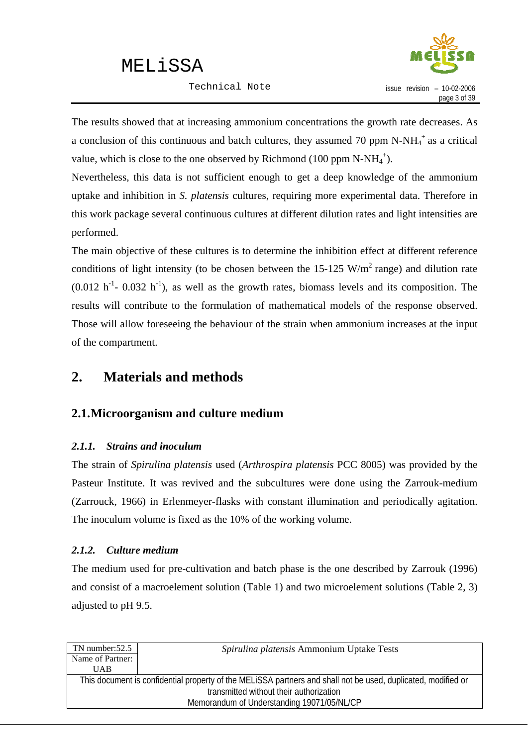The results showed that at increasing ammonium concentrations the growth rate decreases. As a conclusion of this continuous and batch cultures, they assumed 70 ppm $N\text{-}NH_4^+$ as a critical value, which is close to the one observed by Richmond (100 ppm $N\text{-}NH_4^+$).

Nevertheless, this data is not sufficient enough to get a deep knowledge of the ammonium uptake and inhibition in *S. platensis* cultures, requiring more experimental data. Therefore in this work package several continuous cultures at different dilution rates and light intensities are performed.

The main objective of these cultures is to determine the inhibition effect at different reference conditions of light intensity (to be chosen between the 15-125 $W/m^2$ range) and dilution rate (0.012 $h^{-1}$- 0.032 $h^{-1}$), as well as the growth rates, biomass levels and its composition. The results will contribute to the formulation of mathematical models of the response observed. Those will allow foreseeing the behaviour of the strain when ammonium increases at the input of the compartment.

# 2. Materials and methods

## 2.1. Microorganism and culture medium

### *2.1.1. Strains and inoculum*

The strain of *Spirulina platensis* used (*Arthrospira platensis* PCC 8005) was provided by the Pasteur Institute. It was revived and the subcultures were done using the Zarrouk-medium (Zarrouck, 1966) in Erlenmeyer-flasks with constant illumination and periodically agitation. The inoculum volume is fixed as the 10% of the working volume.

### *2.1.2. Culture medium*

The medium used for pre-cultivation and batch phase is the one described by Zarrouk (1996) and consist of a macroelement solution (Table 1) and two microelement solutions (Table 2, 3) adjusted to pH 9.5.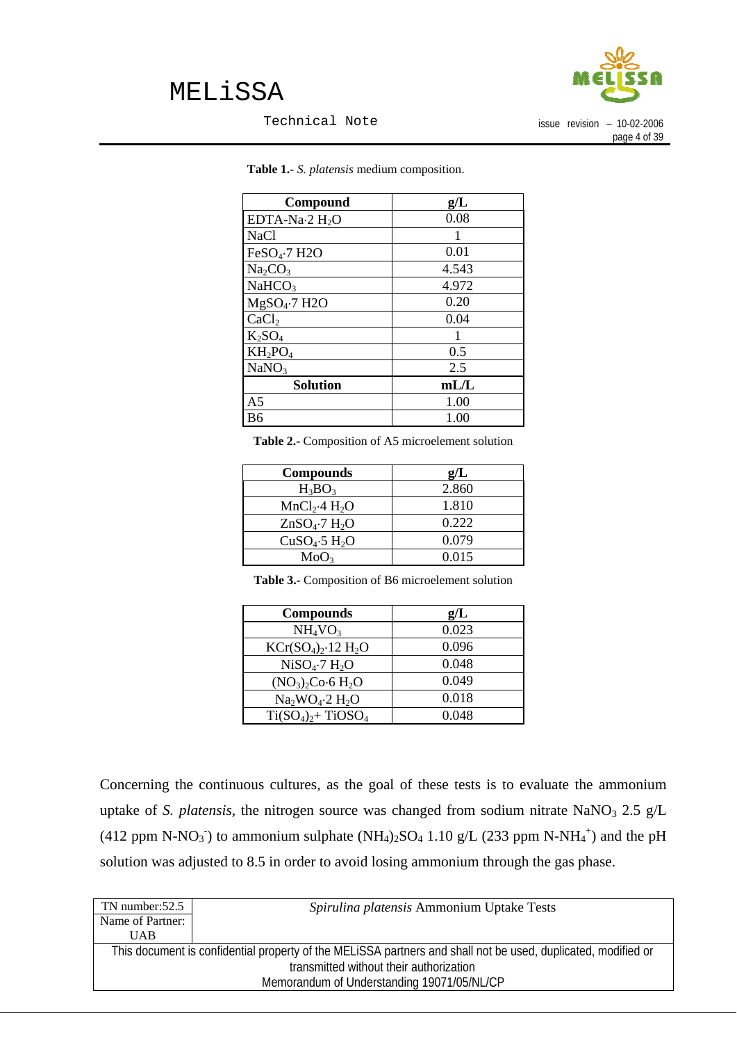**Table 1.-** *S. platensis* medium composition.

| Compound | g/L |
|---|---|
| EDTA-Na·2 $H_2O$ | 0.08 |
| NaCl | 1 |
| $FeSO_4$·7 H2O | 0.01 |
| $Na_2CO_3$ | 4.543 |
| $NaHCO_3$ | 4.972 |
| $MgSO_4$·7 H2O | 0.20 |
| $CaCl_2$ | 0.04 |
| $K_2SO_4$ | 1 |
| $KH_2PO_4$ | 0.5 |
| $NaNO_3$ | 2.5 |
| **Solution** | **mL/L** |
| A5 | 1.00 |
| B6 | 1.00 |

**Table 2.-** Composition of A5 microelement solution

| Compounds | g/L |
|---|---|
| $H_3BO_3$ | 2.860 |
| $MnCl_2$·4 $H_2O$ | 1.810 |
| $ZnSO_4$·7 $H_2O$ | 0.222 |
| $CuSO_4$·5 $H_2O$ | 0.079 |
| $MoO_3$ | 0.015 |

**Table 3.-** Composition of B6 microelement solution

| Compounds | g/L |
|---|---|
| $NH_4VO_3$ | 0.023 |
| $KCr(SO_4)_2$·12 $H_2O$ | 0.096 |
| $NiSO_4$·7 $H_2O$ | 0.048 |
| $(NO_3)_2Co$·6 $H_2O$ | 0.049 |
| $Na_2WO_4$·2 $H_2O$ | 0.018 |
| $Ti(SO_4)_2$+ $TiOSO_4$ | 0.048 |

Concerning the continuous cultures, as the goal of these tests is to evaluate the ammonium uptake of *S. platensis*, the nitrogen source was changed from sodium nitrate $NaNO_3$ 2.5 g/L (412 ppm N-$NO_3^-$) to ammonium sulphate $(NH_4)_2SO_4$ 1.10 g/L (233 ppm N-$NH_4^+$) and the pH solution was adjusted to 8.5 in order to avoid losing ammonium through the gas phase.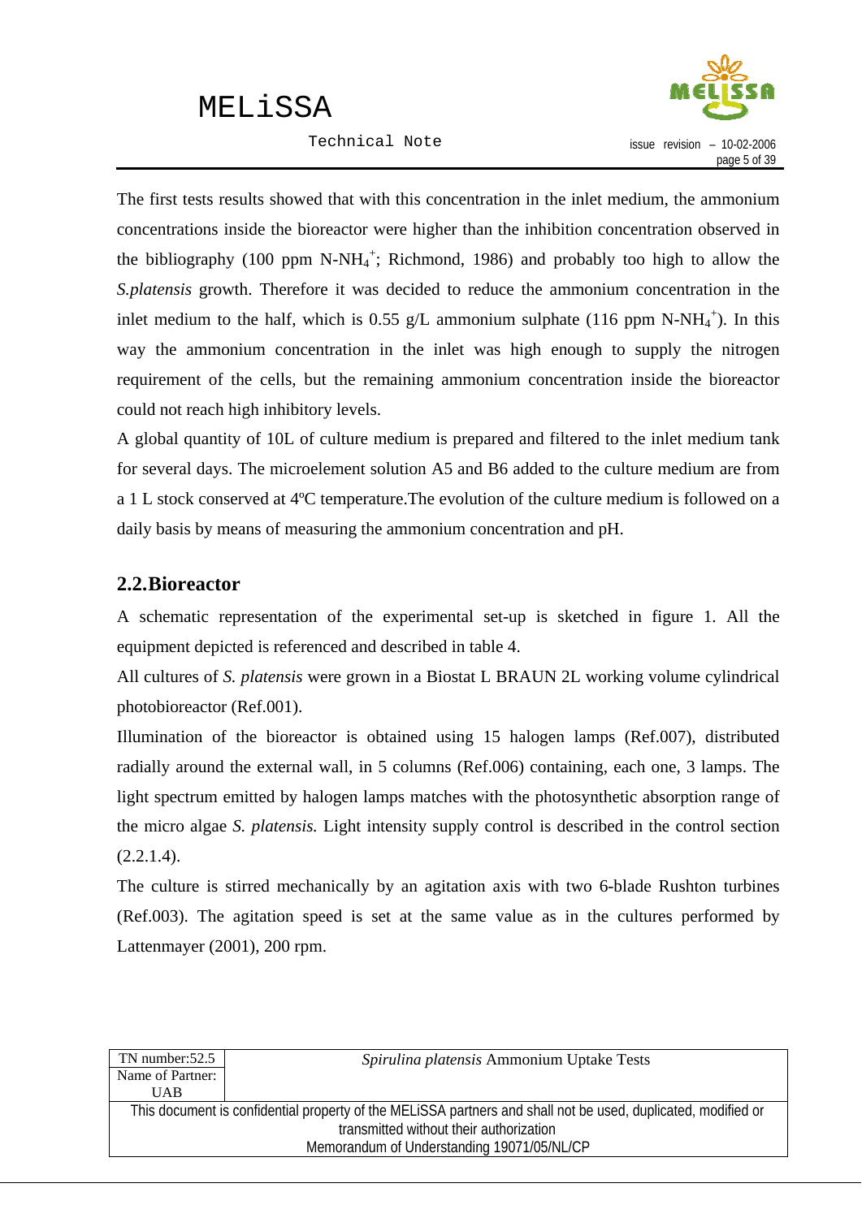The first tests results showed that with this concentration in the inlet medium, the ammonium concentrations inside the bioreactor were higher than the inhibition concentration observed in the bibliography (100 ppm N-$NH_4^+$; Richmond, 1986) and probably too high to allow the *S.platensis* growth. Therefore it was decided to reduce the ammonium concentration in the inlet medium to the half, which is 0.55 g/L ammonium sulphate (116 ppm N-$NH_4^+$). In this way the ammonium concentration in the inlet was high enough to supply the nitrogen requirement of the cells, but the remaining ammonium concentration inside the bioreactor could not reach high inhibitory levels.

A global quantity of 10L of culture medium is prepared and filtered to the inlet medium tank for several days. The microelement solution A5 and B6 added to the culture medium are from a 1 L stock conserved at 4ºC temperature.The evolution of the culture medium is followed on a daily basis by means of measuring the ammonium concentration and pH.

## 2.2.Bioreactor

A schematic representation of the experimental set-up is sketched in figure 1. All the equipment depicted is referenced and described in table 4.

All cultures of *S. platensis* were grown in a Biostat L BRAUN 2L working volume cylindrical photobioreactor (Ref.001).

Illumination of the bioreactor is obtained using 15 halogen lamps (Ref.007), distributed radially around the external wall, in 5 columns (Ref.006) containing, each one, 3 lamps. The light spectrum emitted by halogen lamps matches with the photosynthetic absorption range of the micro algae *S. platensis.* Light intensity supply control is described in the control section (2.2.1.4).

The culture is stirred mechanically by an agitation axis with two 6-blade Rushton turbines (Ref.003). The agitation speed is set at the same value as in the cultures performed by Lattenmayer (2001), 200 rpm.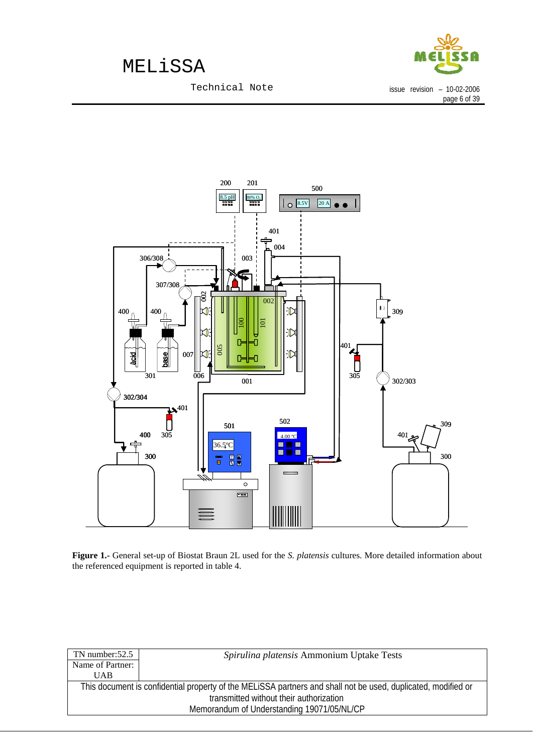**Figure 1.-** General set-up of Biostat Braun 2L used for the *S. platensis* cultures. More detailed information about the referenced equipment is reported in table 4.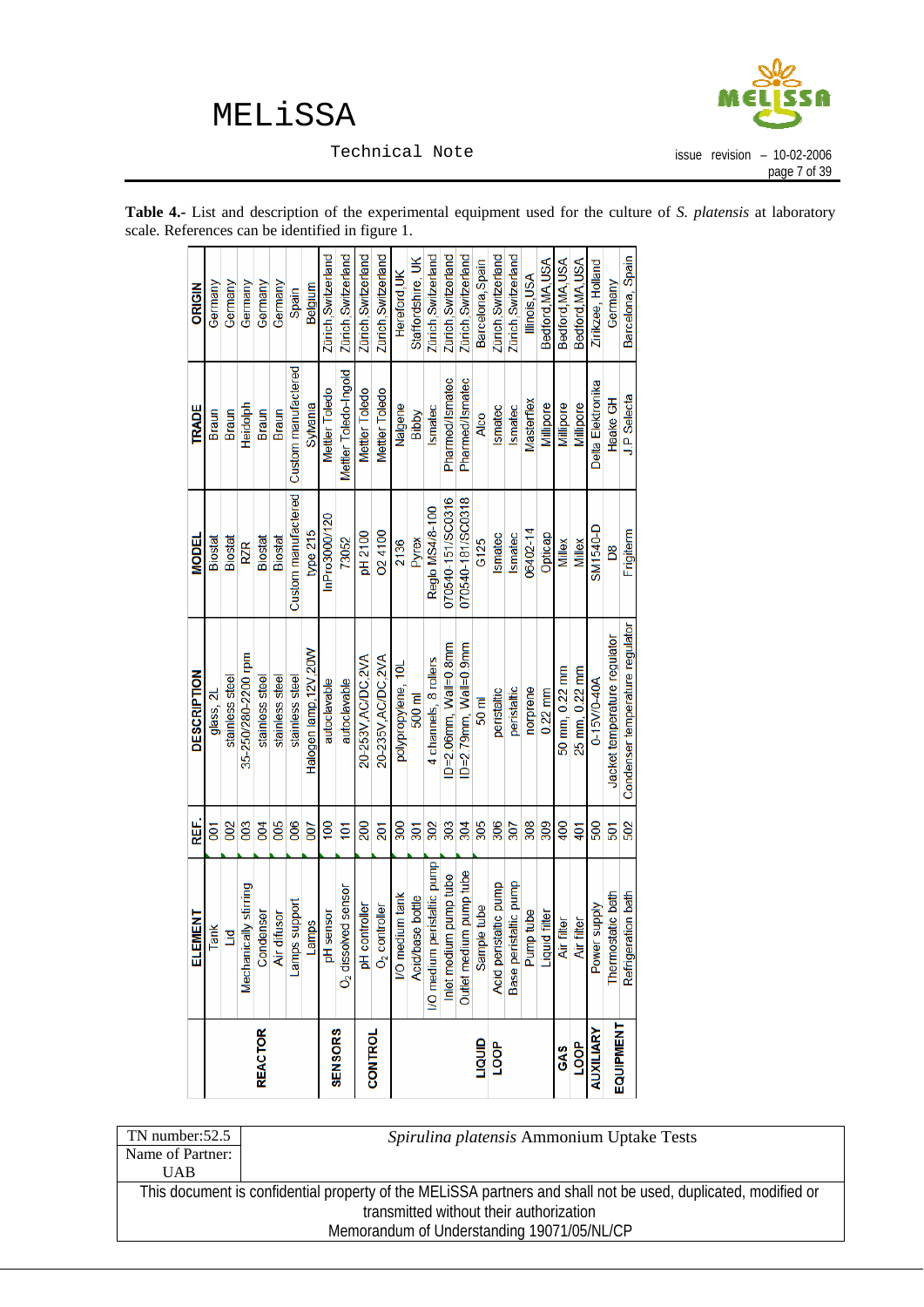**Table 4.-** List and description of the experimental equipment used for the culture of *S. platensis* at laboratory scale. References can be identified in figure 1.

| | ELEMENT | REF. | DESCRIPTION | MODEL | TRADE | ORIGIN |
|---|---|---|---|---|---|---|
| REACTOR | Tank | 001 | glass, 2L | Biostat | Braun | Germany |
| | Lid | 002 | stainless steel | Biostat | Braun | Germany |
| | Mechanically stirring | 003 | 35-250/280-2200 rpm | RZR | Heidolph | Germany |
| | Condenser | 004 | stainless steel | Biostat | Braun | Germany |
| | Air difusor | 005 | stainless steel | Biostat | Braun | Germany |
| | Lamps support | 006 | stainless steel | Custom manufactered | Custom manufactered | Spain |
| | Lamps | 007 | Halogen lamp,12V 20W | type 215 | Sylvania | Belgium |
| SENSORS | pH sensor | 100 | autoclavable | InPro3000/120 | Mettler Toledo | Zurich,Switzerland |
| | $O_2$ dissolved sensor | 101 | autoclavable | 73052 | Mettler Toledo-Ingold | Zurich,Switzerland |
| CONTROL | pH controller | 200 | 20-253V,AC/DC,2VA | pH 2100 | Mettler Toledo | Zurich,Switzerland |
| | $O_2$ controller | 201 | 20-235V,AC/DC,2VA | O2 4100 | Mettler Toledo | Zurich,Switzerland |
| LIQUID LOOP | I/O medium tank | 300 | polypropylene, 10L | 2136 | Nalgene | Hereford,UK |
| | Acid/base bottle | 301 | 500 ml | Pyrex | Bibby | Staffordshire, UK |
| | I/O medium peristaltic pump | 302 | 4 channels, 8 rollers | Reglo MS4/8-100 | Ismatec | Zurich,Switzerland |
| | Inlet medium pump tube | 303 | ID=2.06mm, Wall=0.8mm | 070540-15,/SC0316 | Pharmed/Ismatec | Zurich,Switzerland |
| | Outlet medium pump tube | 304 | ID=2.79mm, Wall=0.9mm | 070540-18,/SC0318 | Pharmed/Ismatec | Zurich,Switzerland |
| | Sample tube | 305 | 50 ml | G125 | Alco | Barcelona,Spain |
| | Acid peristaltic pump | 306 | peristaltic | Ismatec | Ismatec | Zurich,Switzerland |
| | Base peristaltic pump | 307 | peristaltic | Ismatec | Ismatec | Zurich,Switzerland |
| | Pump tube | 308 | norprene | 06402-14 | Masterflex | Illinois,USA |
| | Liquid filter | 309 | 0.22 mm | Opticap | Millipore | Bedford,MA,USA |
| GAS LOOP | Air filter | 400 | 50 mm, 0.22 mm | Millex | Millipore | Bedford,MA,USA |
| | Air filter | 401 | 25 mm, 0.22 mm | Millex | Millipore | Bedford,MA,USA |
| AUXILIARY EQUIPMENT | Power supply | 500 | 0-15V/0-40A | SM1540-D | Delta Elektronika | Zirikzee, Holland |
| | Thermostatic bath | 501 | Jacket temperature regulator | D8 | Haake GH | Germany |
| | Refrigeration bath | 502 | Condenser temperature regulator | Frigiterm | J.P Selecta | Barcelona, Spain |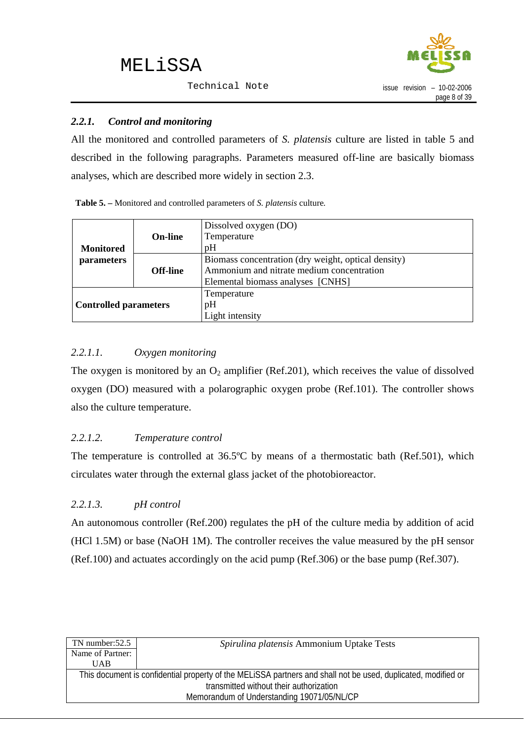### 2.2.1. *Control and monitoring*

All the monitored and controlled parameters of *S. platensis* culture are listed in table 5 and described in the following paragraphs. Parameters measured off-line are basically biomass analyses, which are described more widely in section 2.3.

**Table 5. –** Monitored and controlled parameters of *S. platensis* culture.

| | | |
|---|---|---|
| **Monitored parameters** | **On-line** | Dissolved oxygen (DO)<br>Temperature<br>pH |
| | **Off-line** | Biomass concentration (dry weight, optical density)<br>Ammonium and nitrate medium concentration<br>Elemental biomass analyses [CNHS] |
| **Controlled parameters** | | Temperature<br>pH<br>Light intensity |

#### 2.2.1.1. *Oxygen monitoring*

The oxygen is monitored by an $O_2$ amplifier (Ref.201), which receives the value of dissolved oxygen (DO) measured with a polarographic oxygen probe (Ref.101). The controller shows also the culture temperature.

#### 2.2.1.2. *Temperature control*

The temperature is controlled at 36.5ºC by means of a thermostatic bath (Ref.501), which circulates water through the external glass jacket of the photobioreactor.

#### 2.2.1.3. *pH control*

An autonomous controller (Ref.200) regulates the pH of the culture media by addition of acid (HCl 1.5M) or base (NaOH 1M). The controller receives the value measured by the pH sensor (Ref.100) and actuates accordingly on the acid pump (Ref.306) or the base pump (Ref.307).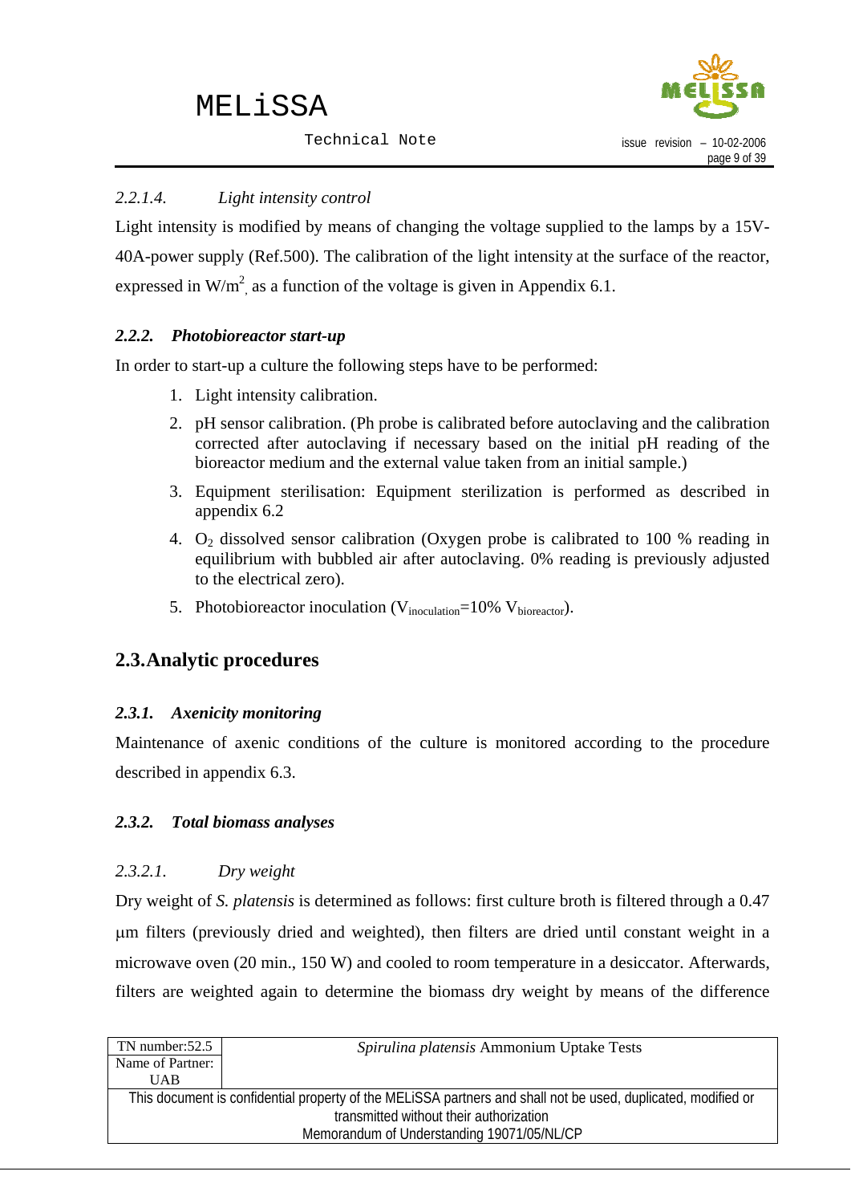#### 2.2.1.4. *Light intensity control*

Light intensity is modified by means of changing the voltage supplied to the lamps by a 15V-40A-power supply (Ref.500). The calibration of the light intensity at the surface of the reactor, expressed in $W/m^2$, as a function of the voltage is given in Appendix 6.1.

### 2.2.2. *Photobioreactor start-up*

In order to start-up a culture the following steps have to be performed:

1. Light intensity calibration.
2. pH sensor calibration. (Ph probe is calibrated before autoclaving and the calibration corrected after autoclaving if necessary based on the initial pH reading of the bioreactor medium and the external value taken from an initial sample.)
3. Equipment sterilisation: Equipment sterilization is performed as described in appendix 6.2
4. $O_2$ dissolved sensor calibration (Oxygen probe is calibrated to 100 % reading in equilibrium with bubbled air after autoclaving. 0% reading is previously adjusted to the electrical zero).
5. Photobioreactor inoculation ($V_{inoculation}$=10% $V_{bioreactor}$).

## 2.3. Analytic procedures

### 2.3.1. *Axenicity monitoring*

Maintenance of axenic conditions of the culture is monitored according to the procedure described in appendix 6.3.

### 2.3.2. *Total biomass analyses*

#### 2.3.2.1. *Dry weight*

Dry weight of *S. platensis* is determined as follows: first culture broth is filtered through a 0.47 μm filters (previously dried and weighted), then filters are dried until constant weight in a microwave oven (20 min., 150 W) and cooled to room temperature in a desiccator. Afterwards, filters are weighted again to determine the biomass dry weight by means of the difference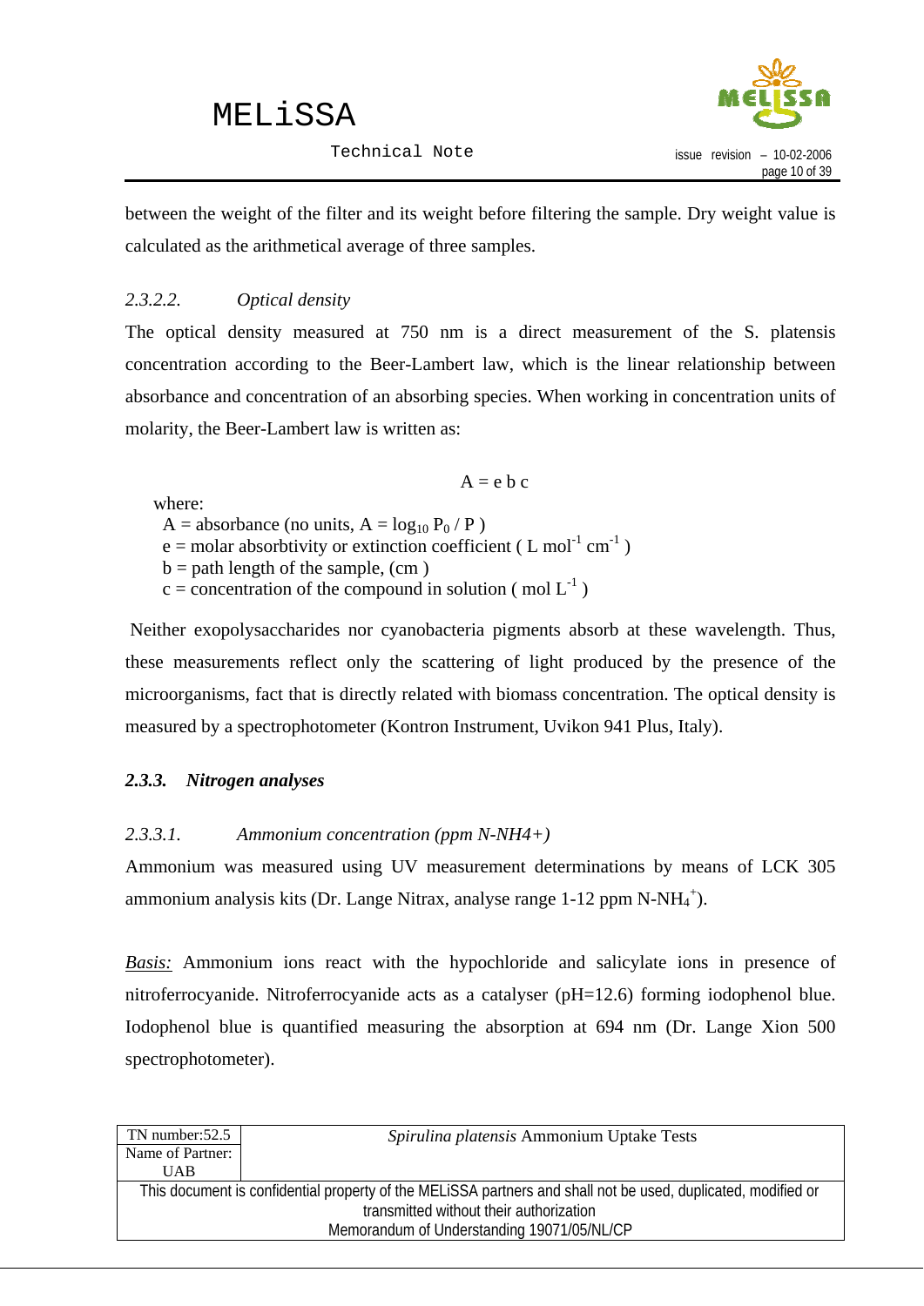between the weight of the filter and its weight before filtering the sample. Dry weight value is calculated as the arithmetical average of three samples.

#### *2.3.2.2. Optical density*

The optical density measured at 750 nm is a direct measurement of the S. platensis concentration according to the Beer-Lambert law, which is the linear relationship between absorbance and concentration of an absorbing species. When working in concentration units of molarity, the Beer-Lambert law is written as:

$$A = e\ b\ c$$

where:

$A$ = absorbance (no units, $A = \log_{10} P_0 / P$ )
$e$ = molar absorbtivity or extinction coefficient ( $L\ mol^{-1}\ cm^{-1}$ )
$b$ = path length of the sample, (cm )
$c$ = concentration of the compound in solution ( $mol\ L^{-1}$ )

Neither exopolysaccharides nor cyanobacteria pigments absorb at these wavelength. Thus, these measurements reflect only the scattering of light produced by the presence of the microorganisms, fact that is directly related with biomass concentration. The optical density is measured by a spectrophotometer (Kontron Instrument, Uvikon 941 Plus, Italy).

### ***2.3.3. Nitrogen analyses***

#### *2.3.3.1. Ammonium concentration (ppm N-NH4+)*

Ammonium was measured using UV measurement determinations by means of LCK 305 ammonium analysis kits (Dr. Lange Nitrax, analyse range 1-12 ppm $N\text{-}NH_4^+$).

*Basis:* Ammonium ions react with the hypochloride and salicylate ions in presence of nitroferrocyanide. Nitroferrocyanide acts as a catalyser (pH=12.6) forming iodophenol blue. Iodophenol blue is quantified measuring the absorption at 694 nm (Dr. Lange Xion 500 spectrophotometer).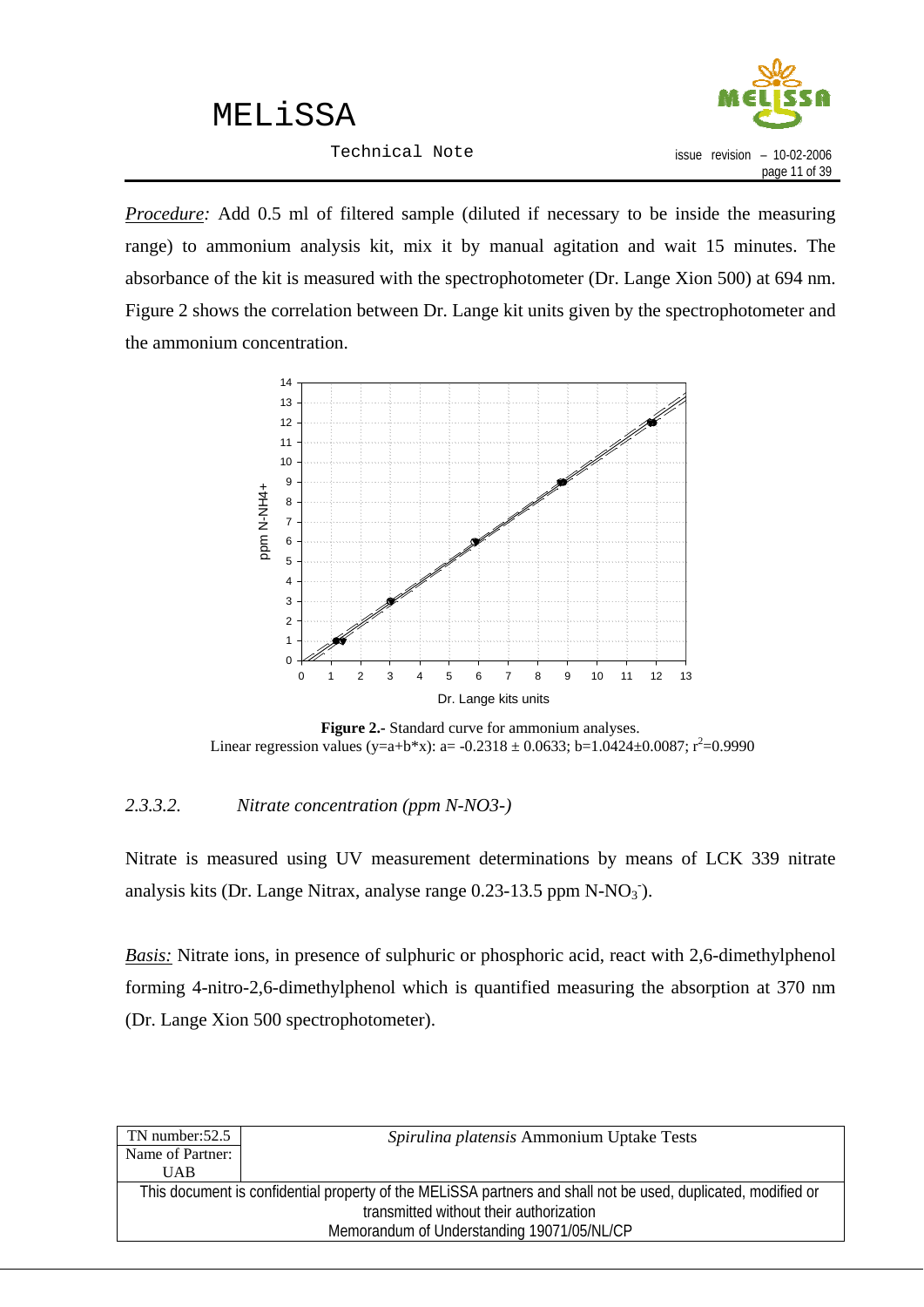*Procedure:* Add 0.5 ml of filtered sample (diluted if necessary to be inside the measuring range) to ammonium analysis kit, mix it by manual agitation and wait 15 minutes. The absorbance of the kit is measured with the spectrophotometer (Dr. Lange Xion 500) at 694 nm. Figure 2 shows the correlation between Dr. Lange kit units given by the spectrophotometer and the ammonium concentration.

**Figure 2.-** Standard curve for ammonium analyses.
Linear regression values (y=a+b*x): a= -0.2318 ± 0.0633; b=1.0424±0.0087; $r^2$=0.9990

### 2.3.3.2. *Nitrate concentration (ppm N-NO3-)*

Nitrate is measured using UV measurement determinations by means of LCK 339 nitrate analysis kits (Dr. Lange Nitrax, analyse range 0.23-13.5 ppm N-$NO_3^-$).

*Basis:* Nitrate ions, in presence of sulphuric or phosphoric acid, react with 2,6-dimethylphenol forming 4-nitro-2,6-dimethylphenol which is quantified measuring the absorption at 370 nm (Dr. Lange Xion 500 spectrophotometer).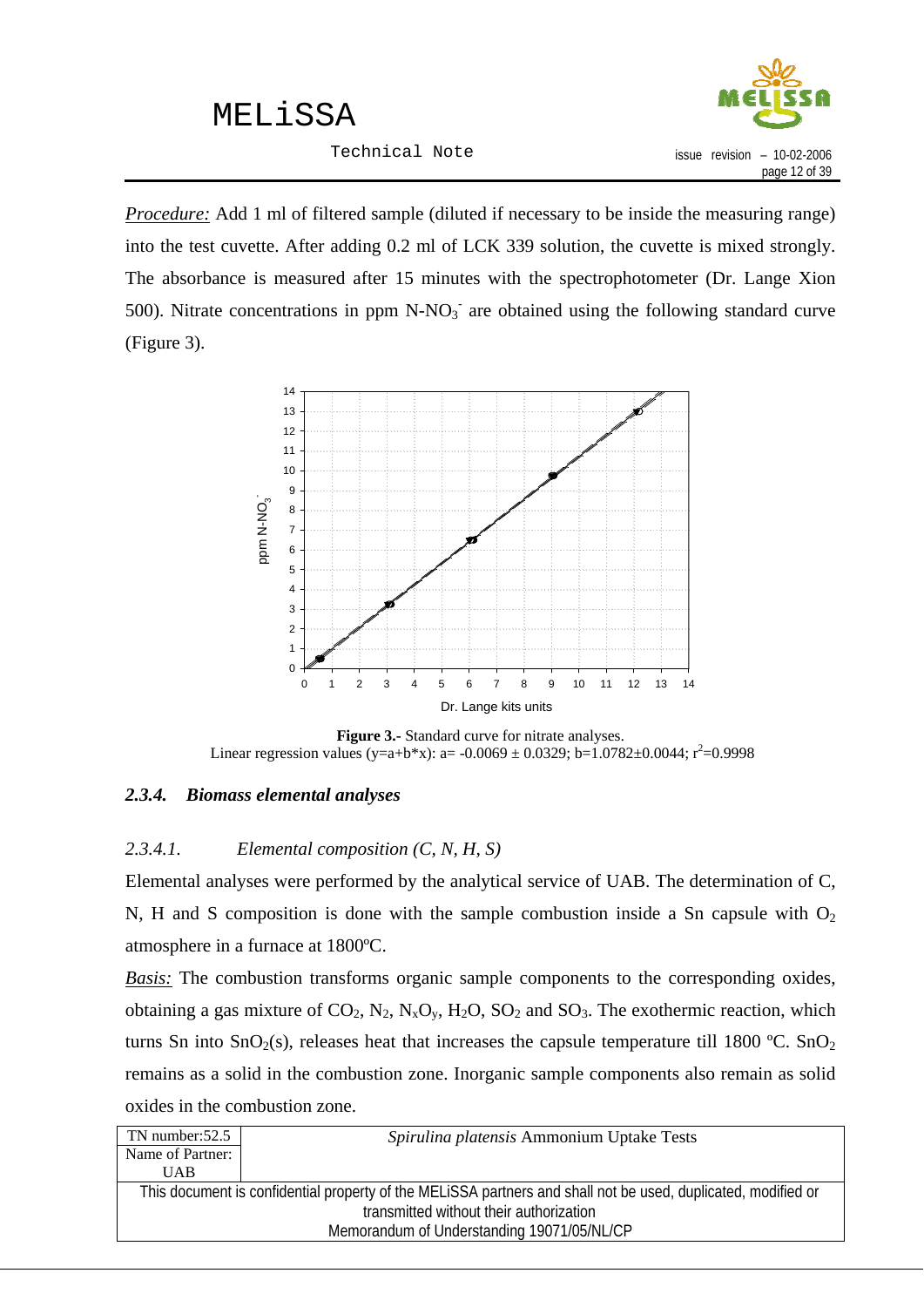*Procedure:* Add 1 ml of filtered sample (diluted if necessary to be inside the measuring range) into the test cuvette. After adding 0.2 ml of LCK 339 solution, the cuvette is mixed strongly. The absorbance is measured after 15 minutes with the spectrophotometer (Dr. Lange Xion 500). Nitrate concentrations in ppm $N\text{-}NO_3^-$ are obtained using the following standard curve (Figure 3).

**Figure 3.-** Standard curve for nitrate analyses.
Linear regression values (y=a+b*x): a= -0.0069 ± 0.0329; b=1.0782±0.0044; $r^2$=0.9998

### 2.3.4. *Biomass elemental analyses*

#### 2.3.4.1. *Elemental composition (C, N, H, S)*

Elemental analyses were performed by the analytical service of UAB. The determination of C, N, H and S composition is done with the sample combustion inside a Sn capsule with $O_2$ atmosphere in a furnace at 1800ºC.

*Basis:* The combustion transforms organic sample components to the corresponding oxides, obtaining a gas mixture of $CO_2$, $N_2$, $N_xO_y$, $H_2O$, $SO_2$ and $SO_3$. The exothermic reaction, which turns Sn into $SnO_2$(s), releases heat that increases the capsule temperature till 1800 ºC. $SnO_2$ remains as a solid in the combustion zone. Inorganic sample components also remain as solid oxides in the combustion zone.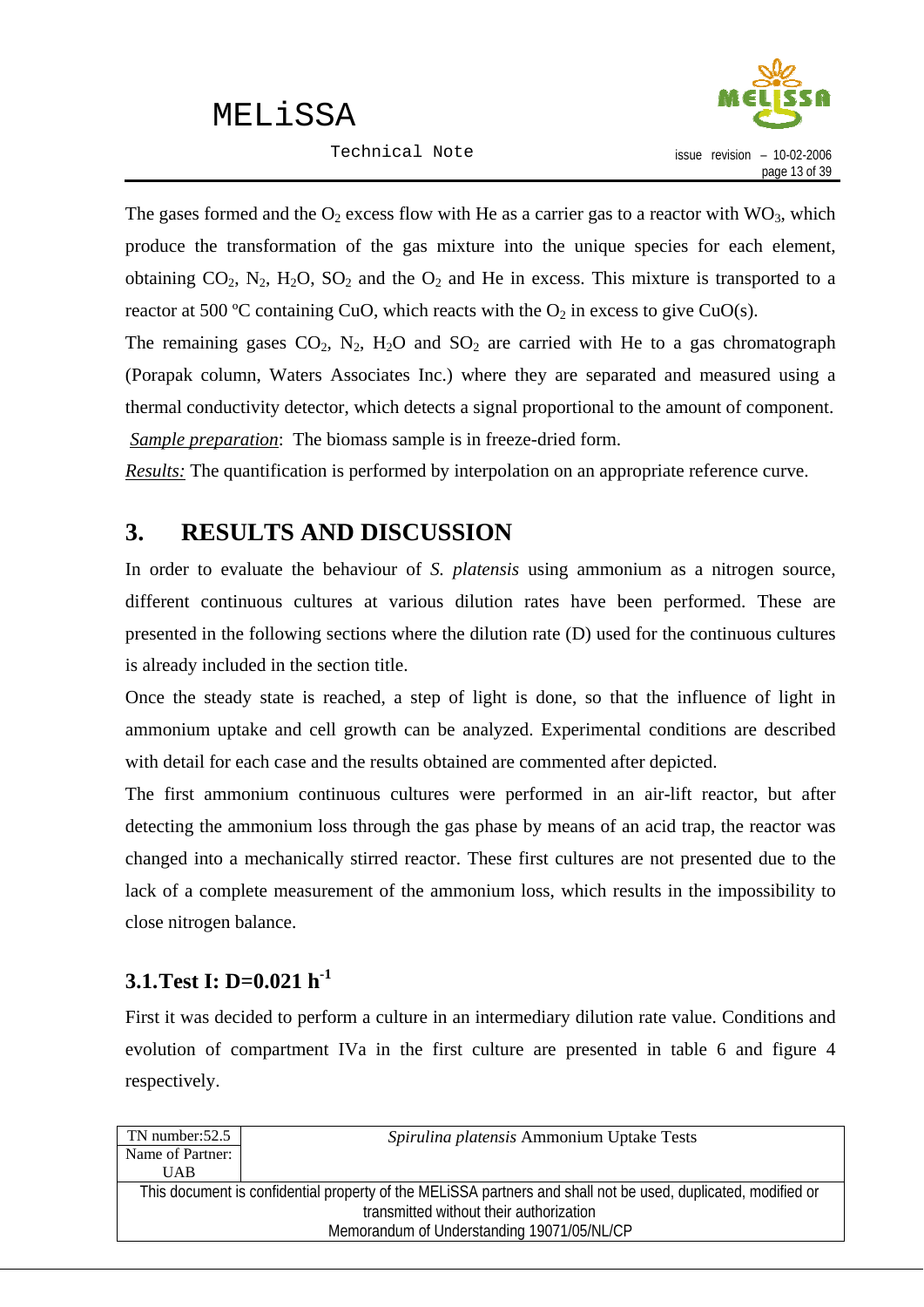The gases formed and the $O_2$ excess flow with He as a carrier gas to a reactor with $WO_3$, which produce the transformation of the gas mixture into the unique species for each element, obtaining $CO_2$, $N_2$, $H_2O$, $SO_2$ and the $O_2$ and He in excess. This mixture is transported to a reactor at 500 ºC containing CuO, which reacts with the $O_2$ in excess to give CuO(s).

The remaining gases $CO_2$, $N_2$, $H_2O$ and $SO_2$ are carried with He to a gas chromatograph (Porapak column, Waters Associates Inc.) where they are separated and measured using a thermal conductivity detector, which detects a signal proportional to the amount of component.

*Sample preparation*: The biomass sample is in freeze-dried form.

*Results:* The quantification is performed by interpolation on an appropriate reference curve.

# 3. RESULTS AND DISCUSSION

In order to evaluate the behaviour of *S. platensis* using ammonium as a nitrogen source, different continuous cultures at various dilution rates have been performed. These are presented in the following sections where the dilution rate (D) used for the continuous cultures is already included in the section title.

Once the steady state is reached, a step of light is done, so that the influence of light in ammonium uptake and cell growth can be analyzed. Experimental conditions are described with detail for each case and the results obtained are commented after depicted.

The first ammonium continuous cultures were performed in an air-lift reactor, but after detecting the ammonium loss through the gas phase by means of an acid trap, the reactor was changed into a mechanically stirred reactor. These first cultures are not presented due to the lack of a complete measurement of the ammonium loss, which results in the impossibility to close nitrogen balance.

## 3.1. Test I: D=0.021 $h^{-1}$

First it was decided to perform a culture in an intermediary dilution rate value. Conditions and evolution of compartment IVa in the first culture are presented in table 6 and figure 4 respectively.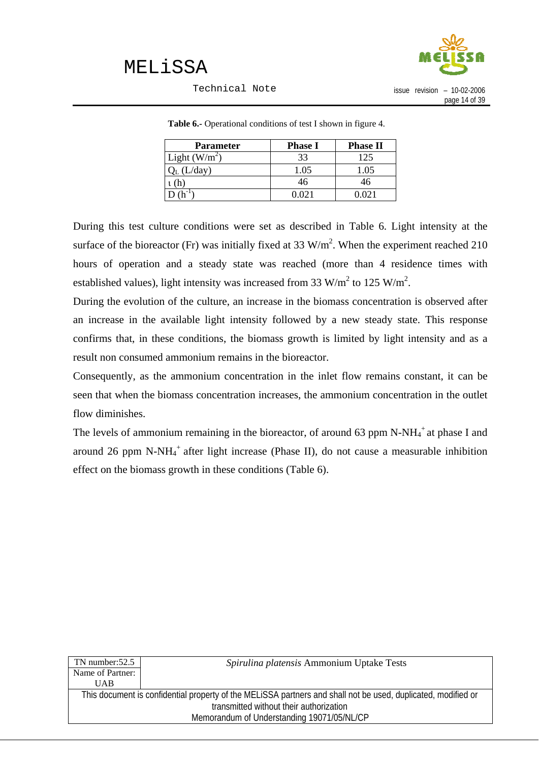**Table 6.-** Operational conditions of test I shown in figure 4.

| Parameter | Phase I | Phase II |
|---|---|---|
| Light ($W/m^2$) | 33 | 125 |
| $Q_L$ (L/day) | 1.05 | 1.05 |
| $\tau$ (h) | 46 | 46 |
| D ($h^{-1}$) | 0.021 | 0.021 |

During this test culture conditions were set as described in Table 6. Light intensity at the surface of the bioreactor (Fr) was initially fixed at 33 $W/m^2$. When the experiment reached 210 hours of operation and a steady state was reached (more than 4 residence times with established values), light intensity was increased from 33 $W/m^2$ to 125 $W/m^2$.

During the evolution of the culture, an increase in the biomass concentration is observed after an increase in the available light intensity followed by a new steady state. This response confirms that, in these conditions, the biomass growth is limited by light intensity and as a result non consumed ammonium remains in the bioreactor.

Consequently, as the ammonium concentration in the inlet flow remains constant, it can be seen that when the biomass concentration increases, the ammonium concentration in the outlet flow diminishes.

The levels of ammonium remaining in the bioreactor, of around 63 ppm N-$NH_4^+$ at phase I and around 26 ppm N-$NH_4^+$ after light increase (Phase II), do not cause a measurable inhibition effect on the biomass growth in these conditions (Table 6).

| TN number:52.5 | *Spirulina platensis* Ammonium Uptake Tests |
|---|---|
| Name of Partner: UAB | |

This document is confidential property of the MELiSSA partners and shall not be used, duplicated, modified or transmitted without their authorization
Memorandum of Understanding 19071/05/NL/CP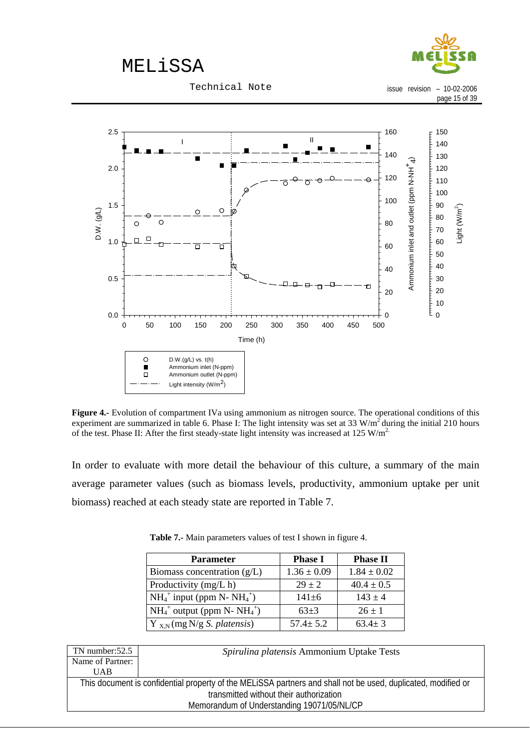**Figure 4.-** Evolution of compartment IVa using ammonium as nitrogen source. The operational conditions of this experiment are summarized in table 6. Phase I: The light intensity was set at 33 $W/m^2$ during the initial 210 hours of the test. Phase II: After the first steady-state light intensity was increased at 125 $W/m^2$.

In order to evaluate with more detail the behaviour of this culture, a summary of the main average parameter values (such as biomass levels, productivity, ammonium uptake per unit biomass) reached at each steady state are reported in Table 7.

**Table 7.-** Main parameters values of test I shown in figure 4.

| Parameter | Phase I | Phase II |
|---|---|---|
| Biomass concentration (g/L) | 1.36 ± 0.09 | 1.84 ± 0.02 |
| Productivity (mg/L h) | 29 ± 2 | 40.4 ± 0.5 |
| $NH_4^+$ input (ppm N- $NH_4^+$) | 141±6 | 143 ± 4 |
| $NH_4^+$ output (ppm N- $NH_4^+$) | 63±3 | 26 ± 1 |
| $Y_{X,N}$ (mg N/g *S. platensis*) | 57.4± 5.2 | 63.4± 3 |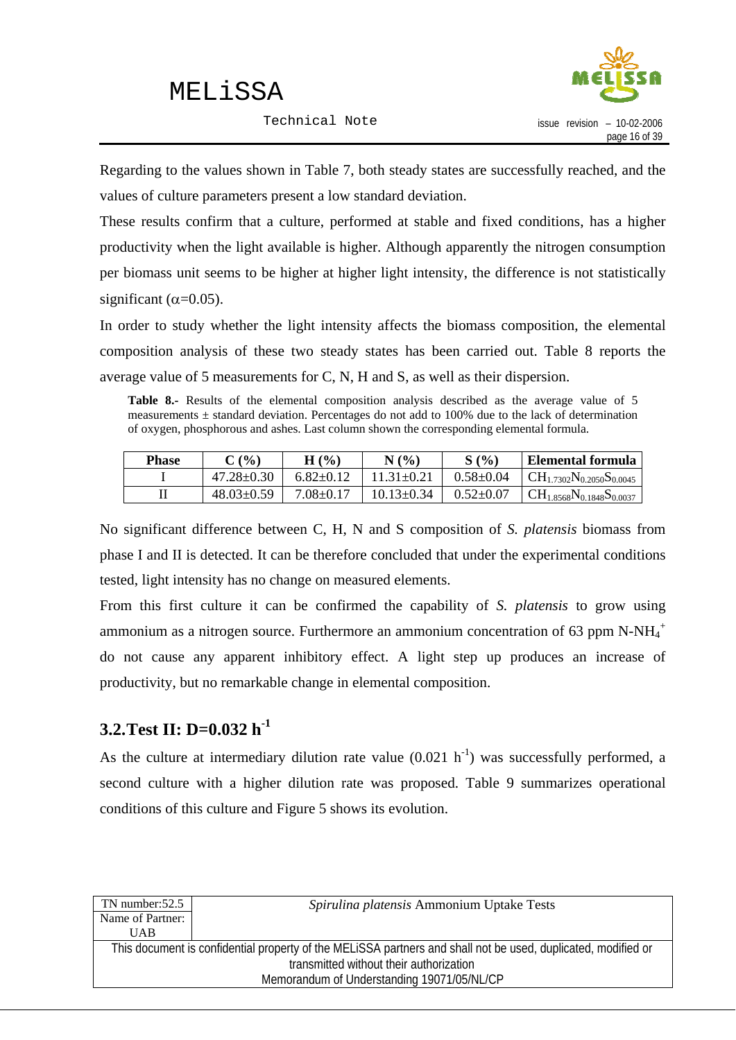Regarding to the values shown in Table 7, both steady states are successfully reached, and the values of culture parameters present a low standard deviation.

These results confirm that a culture, performed at stable and fixed conditions, has a higher productivity when the light available is higher. Although apparently the nitrogen consumption per biomass unit seems to be higher at higher light intensity, the difference is not statistically significant ($\alpha$=0.05).

In order to study whether the light intensity affects the biomass composition, the elemental composition analysis of these two steady states has been carried out. Table 8 reports the average value of 5 measurements for C, N, H and S, as well as their dispersion.

**Table 8.-** Results of the elemental composition analysis described as the average value of 5 measurements ± standard deviation. Percentages do not add to 100% due to the lack of determination of oxygen, phosphorous and ashes. Last column shown the corresponding elemental formula.

| Phase | C (%) | H (%) | N (%) | S (%) | Elemental formula |
|---|---|---|---|---|---|
| I | 47.28±0.30 | 6.82±0.12 | 11.31±0.21 | 0.58±0.04 | $CH_{1.7302}N_{0.2050}S_{0.0045}$ |
| II | 48.03±0.59 | 7.08±0.17 | 10.13±0.34 | 0.52±0.07 | $CH_{1.8568}N_{0.1848}S_{0.0037}$ |

No significant difference between C, H, N and S composition of *S. platensis* biomass from phase I and II is detected. It can be therefore concluded that under the experimental conditions tested, light intensity has no change on measured elements.

From this first culture it can be confirmed the capability of *S. platensis* to grow using ammonium as a nitrogen source. Furthermore an ammonium concentration of 63 ppm N-$NH_4^+$ do not cause any apparent inhibitory effect. A light step up produces an increase of productivity, but no remarkable change in elemental composition.

## 3.2. Test II: D=0.032 $h^{-1}$

As the culture at intermediary dilution rate value (0.021 $h^{-1}$) was successfully performed, a second culture with a higher dilution rate was proposed. Table 9 summarizes operational conditions of this culture and Figure 5 shows its evolution.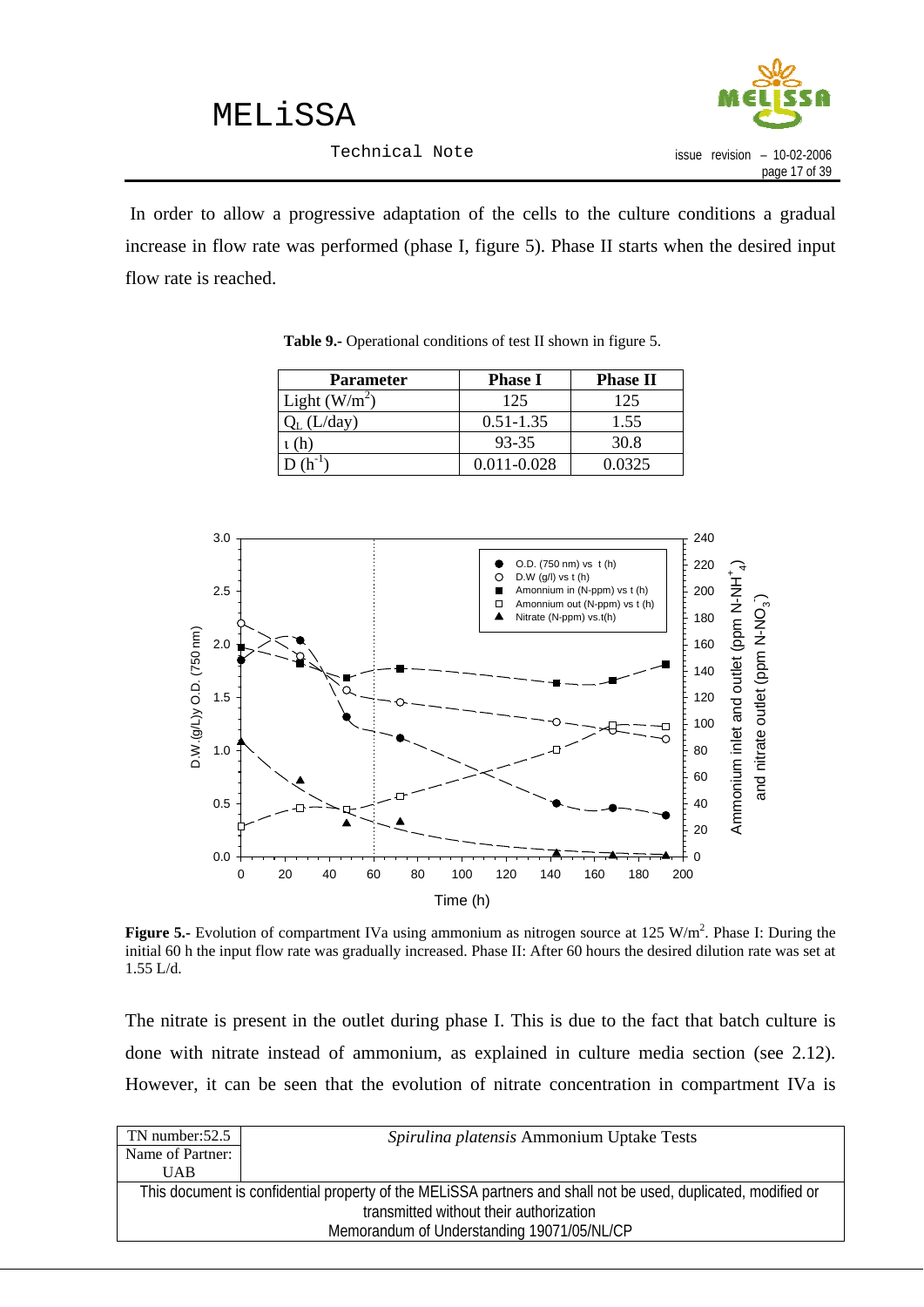In order to allow a progressive adaptation of the cells to the culture conditions a gradual increase in flow rate was performed (phase I, figure 5). Phase II starts when the desired input flow rate is reached.

**Table 9.-** Operational conditions of test II shown in figure 5.

| Parameter | Phase I | Phase II |
|---|---|---|
| Light ($W/m^2$) | 125 | 125 |
| $Q_L$ (L/day) | 0.51-1.35 | 1.55 |
| ι (h) | 93-35 | 30.8 |
| D ($h^{-1}$) | 0.011-0.028 | 0.0325 |

**Figure 5.-** Evolution of compartment IVa using ammonium as nitrogen source at 125 $W/m^2$. Phase I: During the initial 60 h the input flow rate was gradually increased. Phase II: After 60 hours the desired dilution rate was set at 1.55 L/d.

The nitrate is present in the outlet during phase I. This is due to the fact that batch culture is done with nitrate instead of ammonium, as explained in culture media section (see 2.12). However, it can be seen that the evolution of nitrate concentration in compartment IVa is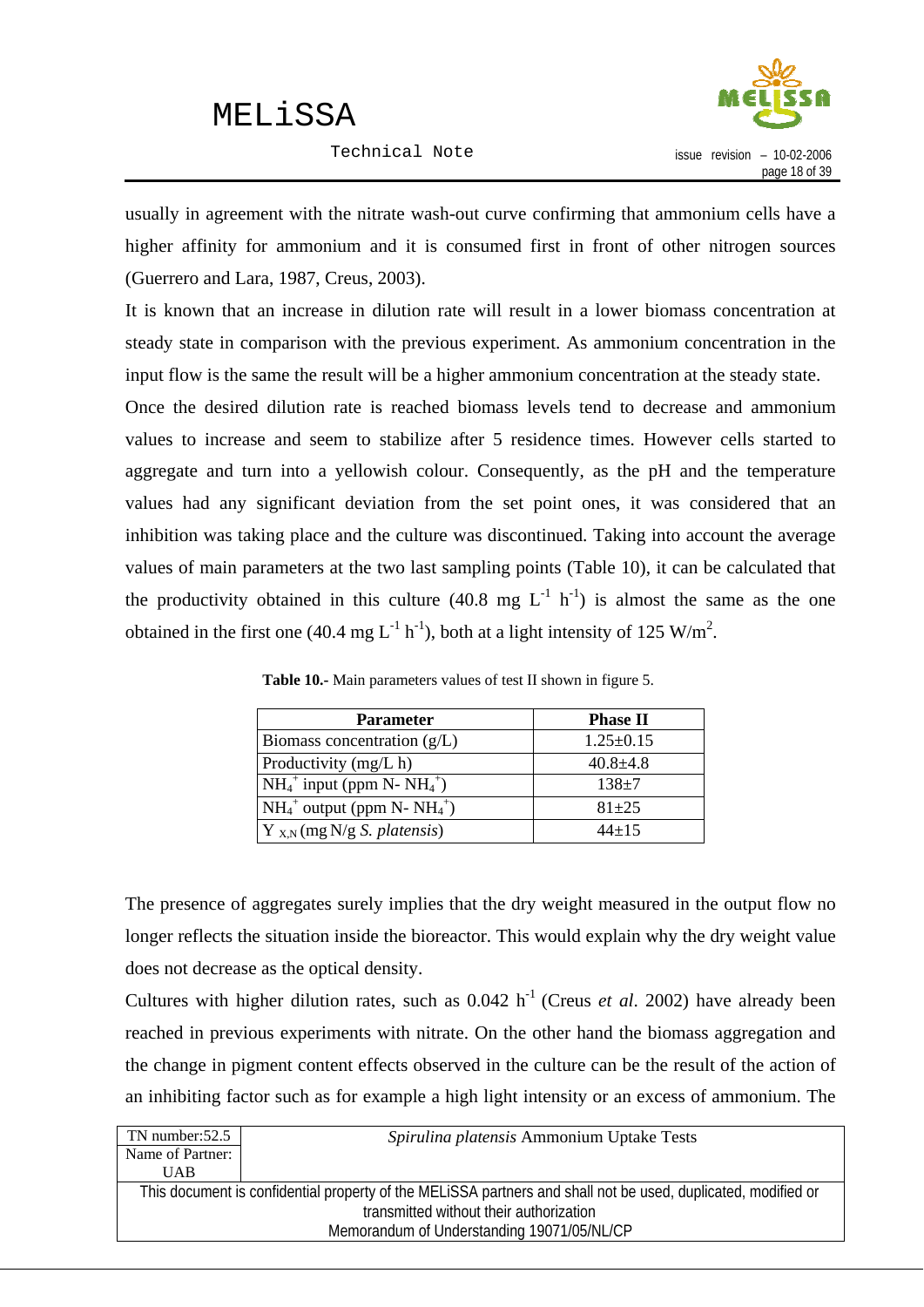usually in agreement with the nitrate wash-out curve confirming that ammonium cells have a higher affinity for ammonium and it is consumed first in front of other nitrogen sources (Guerrero and Lara, 1987, Creus, 2003).

It is known that an increase in dilution rate will result in a lower biomass concentration at steady state in comparison with the previous experiment. As ammonium concentration in the input flow is the same the result will be a higher ammonium concentration at the steady state.

Once the desired dilution rate is reached biomass levels tend to decrease and ammonium values to increase and seem to stabilize after 5 residence times. However cells started to aggregate and turn into a yellowish colour. Consequently, as the pH and the temperature values had any significant deviation from the set point ones, it was considered that an inhibition was taking place and the culture was discontinued. Taking into account the average values of main parameters at the two last sampling points (Table 10), it can be calculated that the productivity obtained in this culture (40.8 mg $L^{-1}$ $h^{-1}$) is almost the same as the one obtained in the first one (40.4 mg $L^{-1}$ $h^{-1}$), both at a light intensity of 125 $W/m^2$.

**Table 10.-** Main parameters values of test II shown in figure 5.

| Parameter | Phase II |
|---|---|
| Biomass concentration (g/L) | 1.25±0.15 |
| Productivity (mg/L h) | 40.8±4.8 |
| $NH_4^+$ input (ppm N- $NH_4^+$) | 138±7 |
| $NH_4^+$ output (ppm N- $NH_4^+$) | 81±25 |
| $Y_{X,N}$ (mg N/g *S. platensis*) | 44±15 |

The presence of aggregates surely implies that the dry weight measured in the output flow no longer reflects the situation inside the bioreactor. This would explain why the dry weight value does not decrease as the optical density.

Cultures with higher dilution rates, such as 0.042 $h^{-1}$ (Creus *et al*. 2002) have already been reached in previous experiments with nitrate. On the other hand the biomass aggregation and the change in pigment content effects observed in the culture can be the result of the action of an inhibiting factor such as for example a high light intensity or an excess of ammonium. The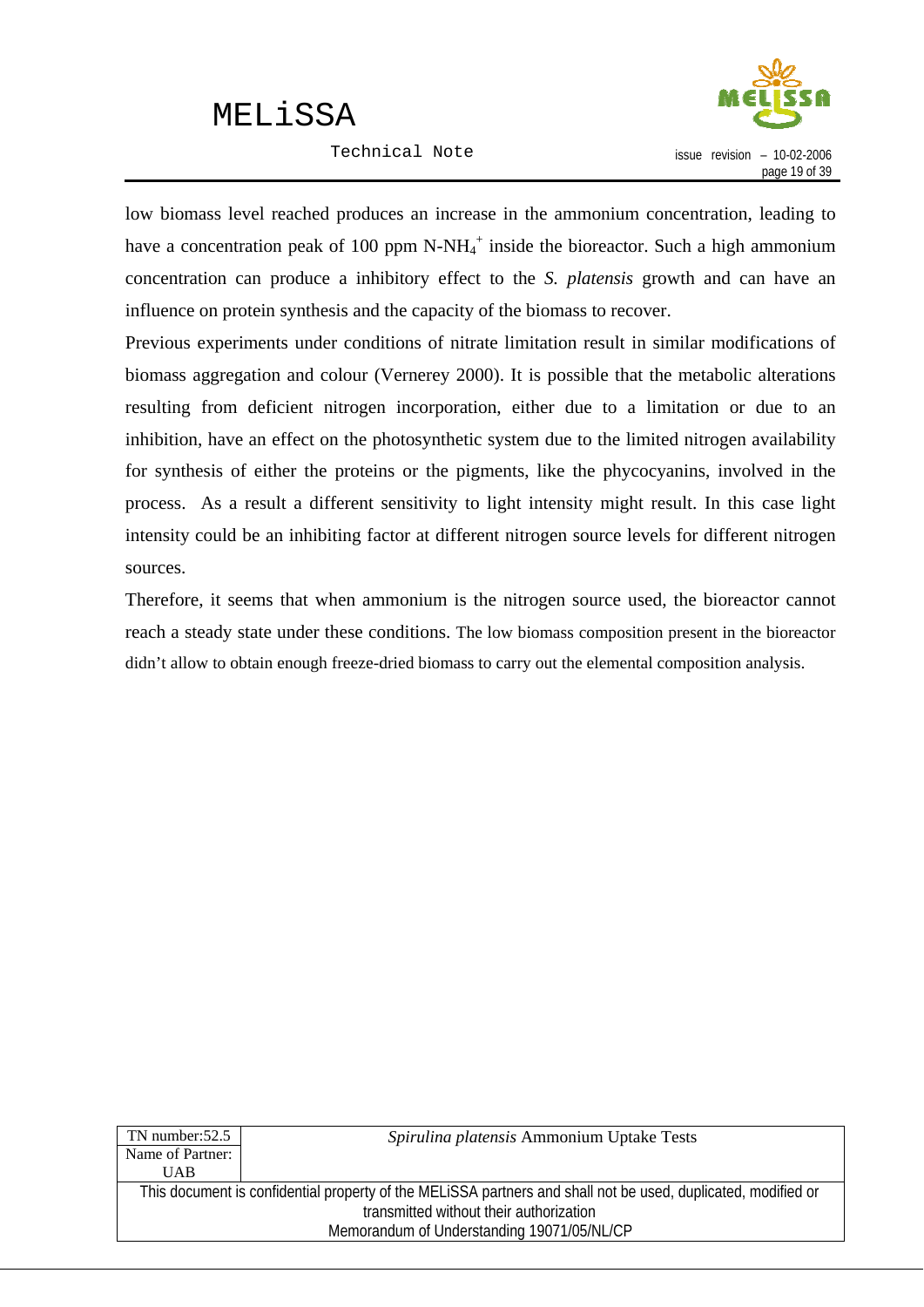low biomass level reached produces an increase in the ammonium concentration, leading to have a concentration peak of 100 ppm N-$NH_4^+$ inside the bioreactor. Such a high ammonium concentration can produce a inhibitory effect to the *S. platensis* growth and can have an influence on protein synthesis and the capacity of the biomass to recover.

Previous experiments under conditions of nitrate limitation result in similar modifications of biomass aggregation and colour (Vernerey 2000). It is possible that the metabolic alterations resulting from deficient nitrogen incorporation, either due to a limitation or due to an inhibition, have an effect on the photosynthetic system due to the limited nitrogen availability for synthesis of either the proteins or the pigments, like the phycocyanins, involved in the process. As a result a different sensitivity to light intensity might result. In this case light intensity could be an inhibiting factor at different nitrogen source levels for different nitrogen sources.

Therefore, it seems that when ammonium is the nitrogen source used, the bioreactor cannot reach a steady state under these conditions. The low biomass composition present in the bioreactor didn't allow to obtain enough freeze-dried biomass to carry out the elemental composition analysis.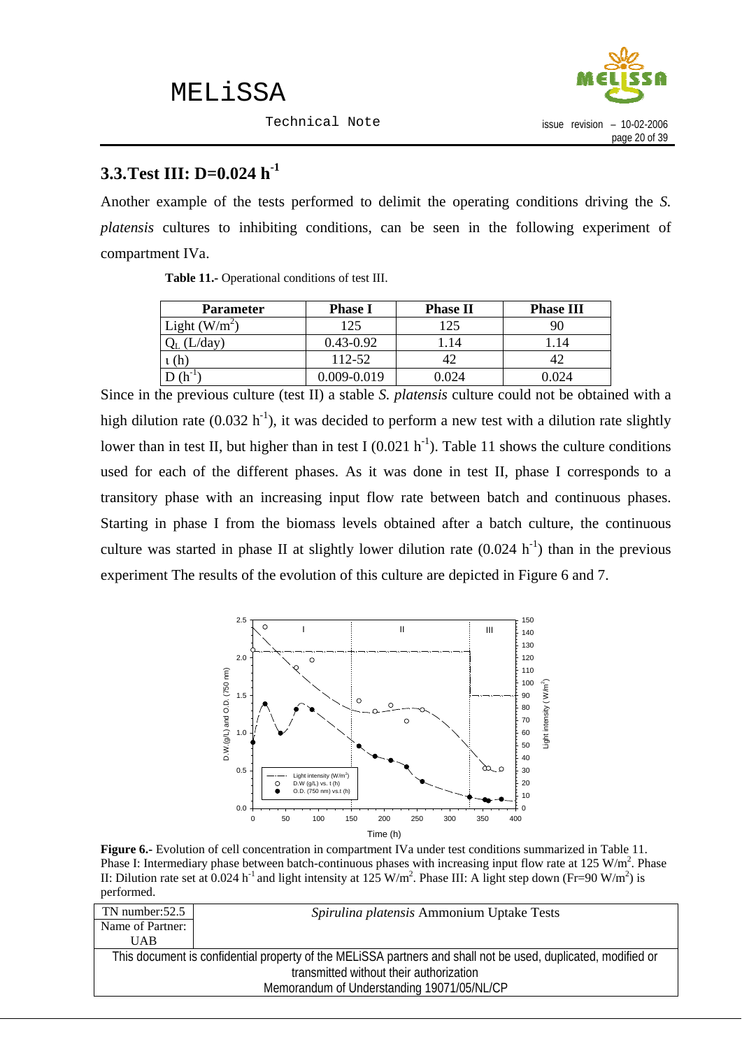## 3.3. Test III: D=0.024 $h^{-1}$

Another example of the tests performed to delimit the operating conditions driving the *S. platensis* cultures to inhibiting conditions, can be seen in the following experiment of compartment IVa.

**Table 11.-** Operational conditions of test III.

| Parameter | Phase I | Phase II | Phase III |
|---|---|---|---|
| Light ($W/m^2$) | 125 | 125 | 90 |
| $Q_L$ (L/day) | 0.43-0.92 | 1.14 | 1.14 |
| t (h) | 112-52 | 42 | 42 |
| D ($h^{-1}$) | 0.009-0.019 | 0.024 | 0.024 |

Since in the previous culture (test II) a stable *S. platensis* culture could not be obtained with a high dilution rate (0.032 $h^{-1}$), it was decided to perform a new test with a dilution rate slightly lower than in test II, but higher than in test I (0.021 $h^{-1}$). Table 11 shows the culture conditions used for each of the different phases. As it was done in test II, phase I corresponds to a transitory phase with an increasing input flow rate between batch and continuous phases. Starting in phase I from the biomass levels obtained after a batch culture, the continuous culture was started in phase II at slightly lower dilution rate (0.024 $h^{-1}$) than in the previous experiment The results of the evolution of this culture are depicted in Figure 6 and 7.

**Figure 6.-** Evolution of cell concentration in compartment IVa under test conditions summarized in Table 11. Phase I: Intermediary phase between batch-continuous phases with increasing input flow rate at 125 $W/m^2$. Phase II: Dilution rate set at 0.024 $h^{-1}$ and light intensity at 125 $W/m^2$. Phase III: A light step down (Fr=90 $W/m^2$) is performed.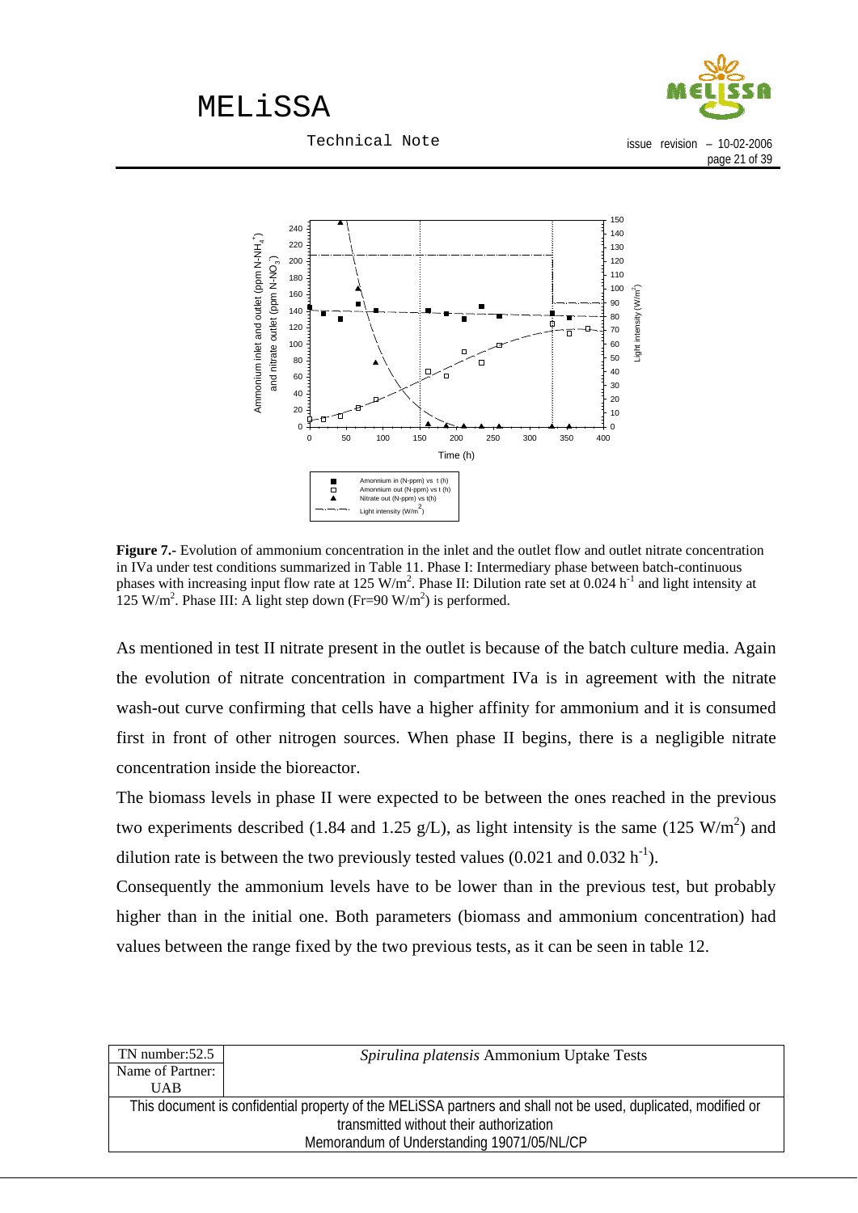**Figure 7.-** Evolution of ammonium concentration in the inlet and the outlet flow and outlet nitrate concentration in IVa under test conditions summarized in Table 11. Phase I: Intermediary phase between batch-continuous phases with increasing input flow rate at 125 W/m$^2$. Phase II: Dilution rate set at 0.024 h$^{-1}$ and light intensity at 125 W/m$^2$. Phase III: A light step down (Fr=90 W/m$^2$) is performed.

As mentioned in test II nitrate present in the outlet is because of the batch culture media. Again the evolution of nitrate concentration in compartment IVa is in agreement with the nitrate wash-out curve confirming that cells have a higher affinity for ammonium and it is consumed first in front of other nitrogen sources. When phase II begins, there is a negligible nitrate concentration inside the bioreactor.

The biomass levels in phase II were expected to be between the ones reached in the previous two experiments described (1.84 and 1.25 g/L), as light intensity is the same (125 W/m$^2$) and dilution rate is between the two previously tested values (0.021 and 0.032 h$^{-1}$).

Consequently the ammonium levels have to be lower than in the previous test, but probably higher than in the initial one. Both parameters (biomass and ammonium concentration) had values between the range fixed by the two previous tests, as it can be seen in table 12.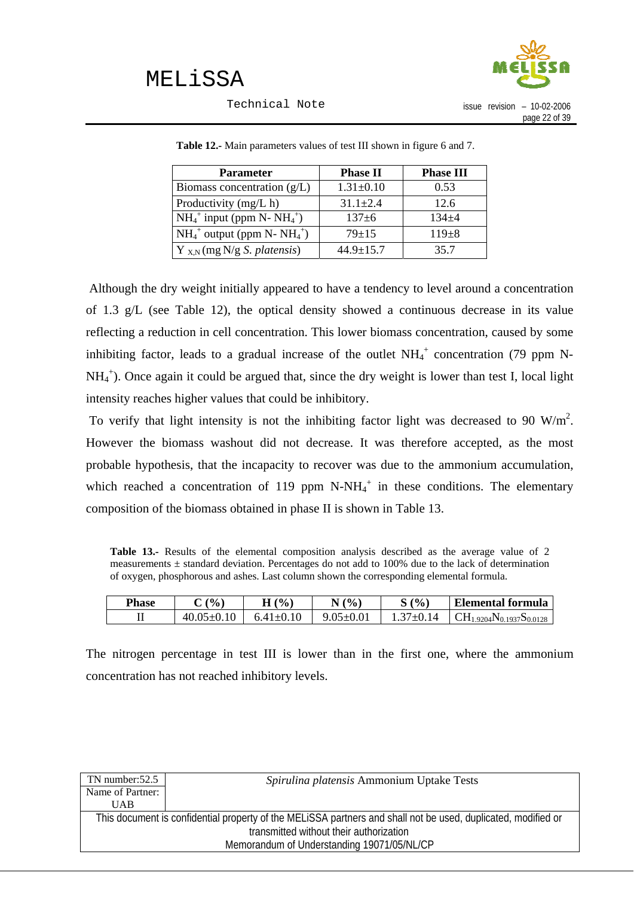**Table 12.-** Main parameters values of test III shown in figure 6 and 7.

| Parameter | Phase II | Phase III |
|---|---|---|
| Biomass concentration (g/L) | 1.31±0.10 | 0.53 |
| Productivity (mg/L h) | 31.1±2.4 | 12.6 |
| $NH_4^+$ input (ppm N- $NH_4^+$) | 137±6 | 134±4 |
| $NH_4^+$ output (ppm N- $NH_4^+$) | 79±15 | 119±8 |
| $Y_{X,N}$ (mg N/g *S. platensis*) | 44.9±15.7 | 35.7 |

Although the dry weight initially appeared to have a tendency to level around a concentration of 1.3 g/L (see Table 12), the optical density showed a continuous decrease in its value reflecting a reduction in cell concentration. This lower biomass concentration, caused by some inhibiting factor, leads to a gradual increase of the outlet $NH_4^+$ concentration (79 ppm N-$NH_4^+$). Once again it could be argued that, since the dry weight is lower than test I, local light intensity reaches higher values that could be inhibitory.

To verify that light intensity is not the inhibiting factor light was decreased to 90 W/m$^2$. However the biomass washout did not decrease. It was therefore accepted, as the most probable hypothesis, that the incapacity to recover was due to the ammonium accumulation, which reached a concentration of 119 ppm N-$NH_4^+$ in these conditions. The elementary composition of the biomass obtained in phase II is shown in Table 13.

**Table 13.-** Results of the elemental composition analysis described as the average value of 2 measurements ± standard deviation. Percentages do not add to 100% due to the lack of determination of oxygen, phosphorous and ashes. Last column shown the corresponding elemental formula.

| Phase | C (%) | H (%) | N (%) | S (%) | Elemental formula |
|---|---|---|---|---|---|
| II | 40.05±0.10 | 6.41±0.10 | 9.05±0.01 | 1.37±0.14 | $CH_{1.9204}N_{0.1937}S_{0.0128}$ |

The nitrogen percentage in test III is lower than in the first one, where the ammonium concentration has not reached inhibitory levels.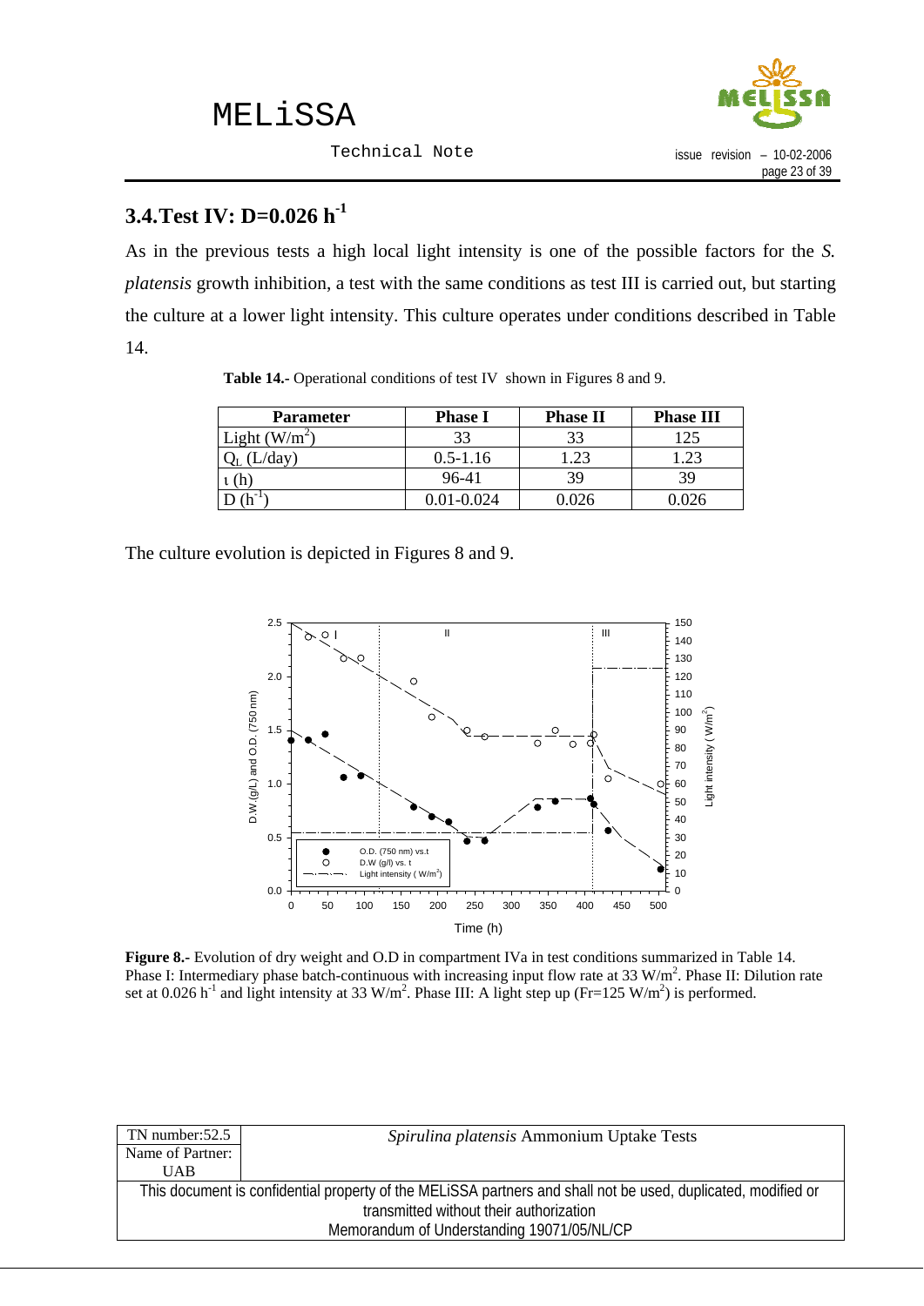## 3.4. Test IV: D=0.026 $h^{-1}$

As in the previous tests a high local light intensity is one of the possible factors for the *S. platensis* growth inhibition, a test with the same conditions as test III is carried out, but starting the culture at a lower light intensity. This culture operates under conditions described in Table 14.

**Table 14.-** Operational conditions of test IV shown in Figures 8 and 9.

| Parameter | Phase I | Phase II | Phase III |
|---|---|---|---|
| Light ($W/m^2$) | 33 | 33 | 125 |
| $Q_L$ (L/day) | 0.5-1.16 | 1.23 | 1.23 |
| ι (h) | 96-41 | 39 | 39 |
| D ($h^{-1}$) | 0.01-0.024 | 0.026 | 0.026 |

The culture evolution is depicted in Figures 8 and 9.

**Figure 8.-** Evolution of dry weight and O.D in compartment IVa in test conditions summarized in Table 14. Phase I: Intermediary phase batch-continuous with increasing input flow rate at 33 $W/m^2$. Phase II: Dilution rate set at 0.026 $h^{-1}$ and light intensity at 33 $W/m^2$. Phase III: A light step up (Fr=125 $W/m^2$) is performed.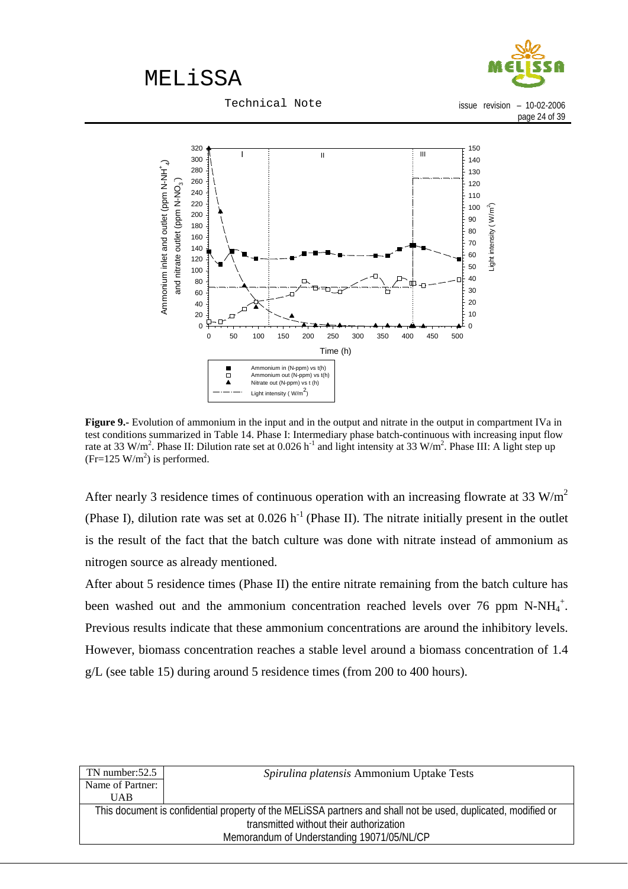**Figure 9.-** Evolution of ammonium in the input and in the output and nitrate in the output in compartment IVa in test conditions summarized in Table 14. Phase I: Intermediary phase batch-continuous with increasing input flow rate at 33 $W/m^2$. Phase II: Dilution rate set at 0.026 $h^{-1}$ and light intensity at 33 $W/m^2$. Phase III: A light step up ($Fr=125$ $W/m^2$) is performed.

After nearly 3 residence times of continuous operation with an increasing flowrate at 33 $W/m^2$ (Phase I), dilution rate was set at 0.026 $h^{-1}$ (Phase II). The nitrate initially present in the outlet is the result of the fact that the batch culture was done with nitrate instead of ammonium as nitrogen source as already mentioned.

After about 5 residence times (Phase II) the entire nitrate remaining from the batch culture has been washed out and the ammonium concentration reached levels over 76 ppm $N\text{-}NH_4^+$. Previous results indicate that these ammonium concentrations are around the inhibitory levels. However, biomass concentration reaches a stable level around a biomass concentration of 1.4 g/L (see table 15) during around 5 residence times (from 200 to 400 hours).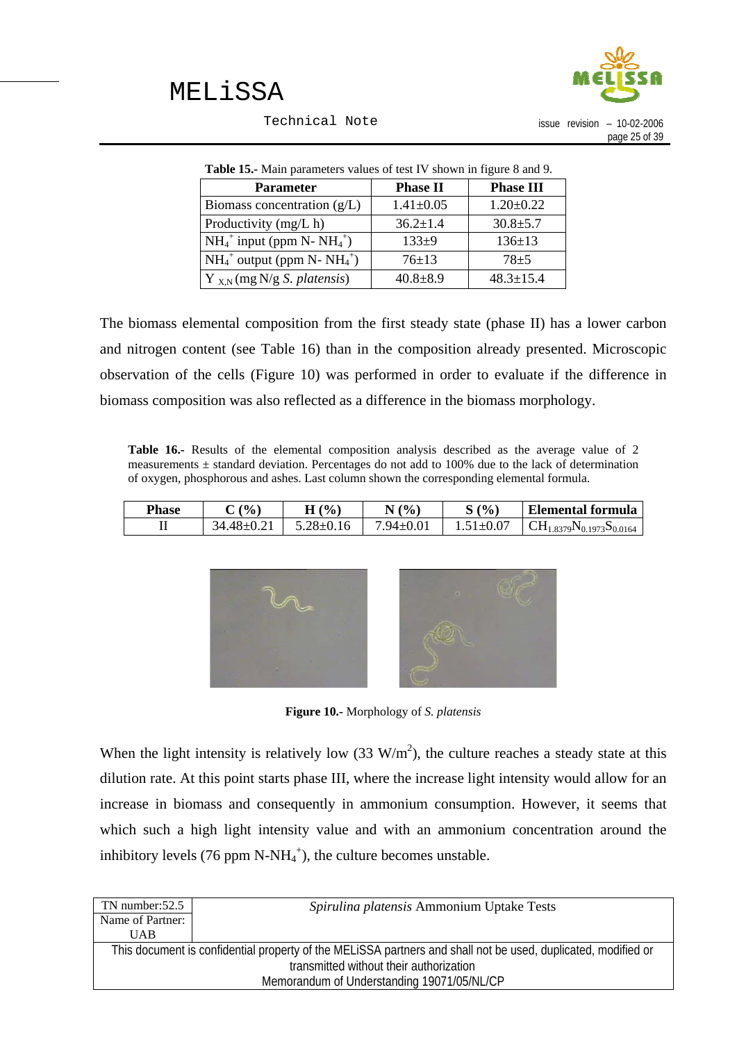**Table 15.-** Main parameters values of test IV shown in figure 8 and 9.

| Parameter | Phase II | Phase III |
|---|---|---|
| Biomass concentration (g/L) | 1.41±0.05 | 1.20±0.22 |
| Productivity (mg/L h) | 36.2±1.4 | 30.8±5.7 |
| $NH_4^+$ input (ppm N- $NH_4^+$) | 133±9 | 136±13 |
| $NH_4^+$ output (ppm N- $NH_4^+$) | 76±13 | 78±5 |
| $Y_{X,N}$ (mg N/g *S. platensis*) | 40.8±8.9 | 48.3±15.4 |

The biomass elemental composition from the first steady state (phase II) has a lower carbon and nitrogen content (see Table 16) than in the composition already presented. Microscopic observation of the cells (Figure 10) was performed in order to evaluate if the difference in biomass composition was also reflected as a difference in the biomass morphology.

**Table 16.-** Results of the elemental composition analysis described as the average value of 2 measurements ± standard deviation. Percentages do not add to 100% due to the lack of determination of oxygen, phosphorous and ashes. Last column shown the corresponding elemental formula.

| Phase | C (%) | H (%) | N (%) | S (%) | Elemental formula |
|---|---|---|---|---|---|
| II | 34.48±0.21 | 5.28±0.16 | 7.94±0.01 | 1.51±0.07 | $CH_{1.8379}N_{0.1973}S_{0.0164}$ |

**Figure 10.-** Morphology of *S. platensis*

When the light intensity is relatively low (33 $W/m^2$), the culture reaches a steady state at this dilution rate. At this point starts phase III, where the increase light intensity would allow for an increase in biomass and consequently in ammonium consumption. However, it seems that which such a high light intensity value and with an ammonium concentration around the inhibitory levels (76 ppm N-$NH_4^+$), the culture becomes unstable.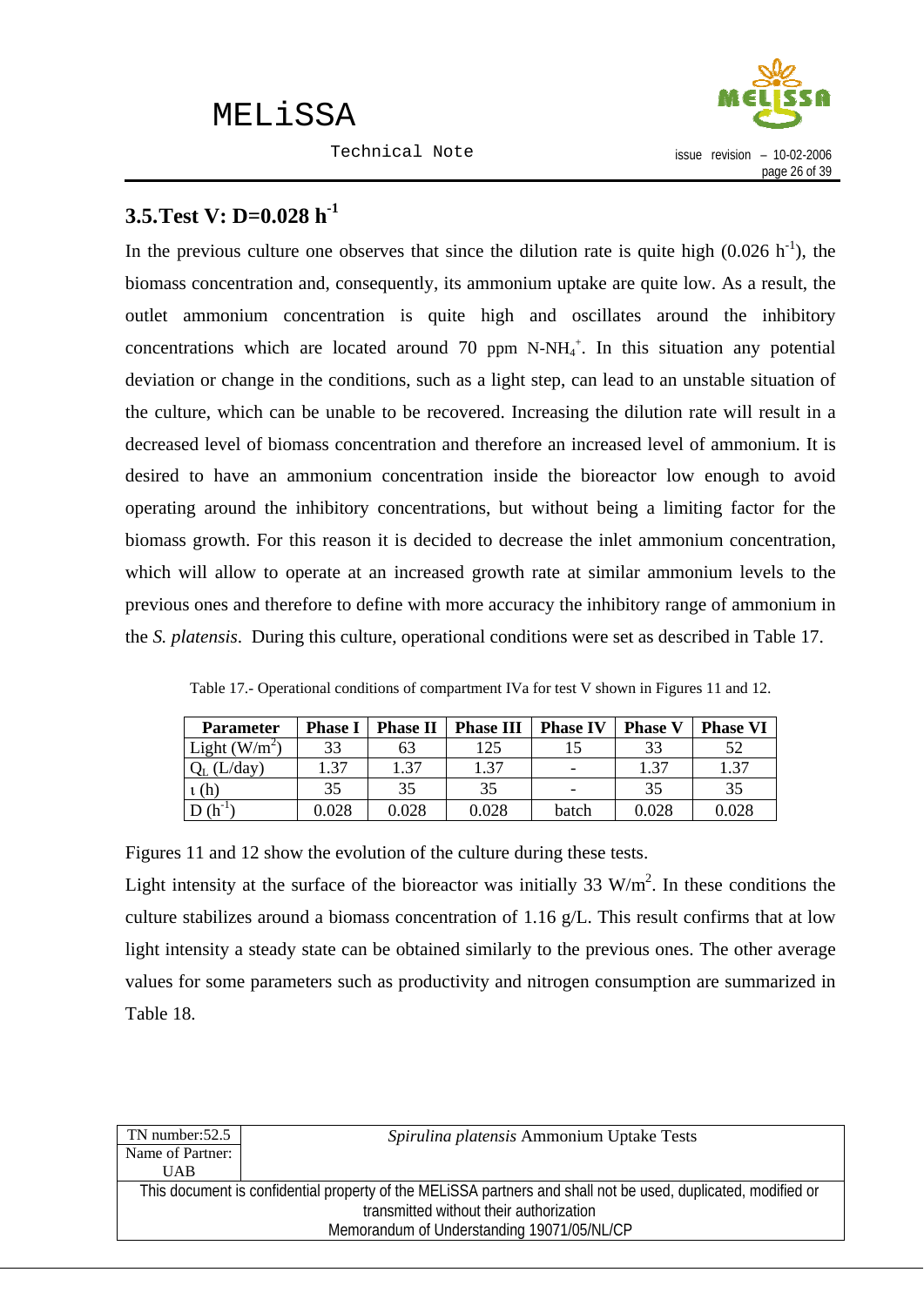## 3.5. Test V: D=0.028 $h^{-1}$

In the previous culture one observes that since the dilution rate is quite high (0.026 $h^{-1}$), the biomass concentration and, consequently, its ammonium uptake are quite low. As a result, the outlet ammonium concentration is quite high and oscillates around the inhibitory concentrations which are located around 70 ppm $N\text{-}NH_4^+$. In this situation any potential deviation or change in the conditions, such as a light step, can lead to an unstable situation of the culture, which can be unable to be recovered. Increasing the dilution rate will result in a decreased level of biomass concentration and therefore an increased level of ammonium. It is desired to have an ammonium concentration inside the bioreactor low enough to avoid operating around the inhibitory concentrations, but without being a limiting factor for the biomass growth. For this reason it is decided to decrease the inlet ammonium concentration, which will allow to operate at an increased growth rate at similar ammonium levels to the previous ones and therefore to define with more accuracy the inhibitory range of ammonium in the *S. platensis*. During this culture, operational conditions were set as described in Table 17.

Table 17.- Operational conditions of compartment IVa for test V shown in Figures 11 and 12.

| Parameter | Phase I | Phase II | Phase III | Phase IV | Phase V | Phase VI |
|---|---|---|---|---|---|---|
| Light ($W/m^2$) | 33 | 63 | 125 | 15 | 33 | 52 |
| $Q_L$ (L/day) | 1.37 | 1.37 | 1.37 | - | 1.37 | 1.37 |
| $\iota$ (h) | 35 | 35 | 35 | - | 35 | 35 |
| D ($h^{-1}$) | 0.028 | 0.028 | 0.028 | batch | 0.028 | 0.028 |

Figures 11 and 12 show the evolution of the culture during these tests.

Light intensity at the surface of the bioreactor was initially 33 $W/m^2$. In these conditions the culture stabilizes around a biomass concentration of 1.16 g/L. This result confirms that at low light intensity a steady state can be obtained similarly to the previous ones. The other average values for some parameters such as productivity and nitrogen consumption are summarized in Table 18.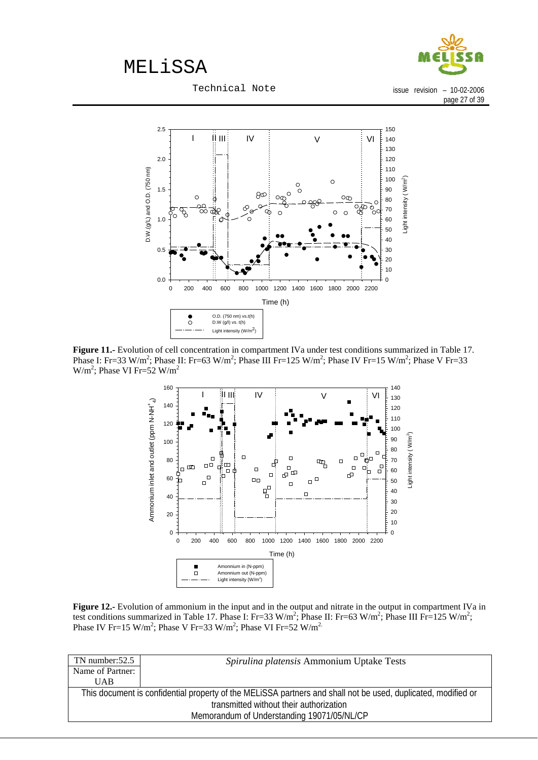**Figure 11.-** Evolution of cell concentration in compartment IVa under test conditions summarized in Table 17. Phase I: Fr=33 $W/m^2$; Phase II: Fr=63 $W/m^2$; Phase III Fr=125 $W/m^2$; Phase IV Fr=15 $W/m^2$; Phase V Fr=33 $W/m^2$; Phase VI Fr=52 $W/m^2$

**Figure 12.-** Evolution of ammonium in the input and in the output and nitrate in the output in compartment IVa in test conditions summarized in Table 17. Phase I: Fr=33 $W/m^2$; Phase II: Fr=63 $W/m^2$; Phase III Fr=125 $W/m^2$; Phase IV Fr=15 $W/m^2$; Phase V Fr=33 $W/m^2$; Phase VI Fr=52 $W/m^2$.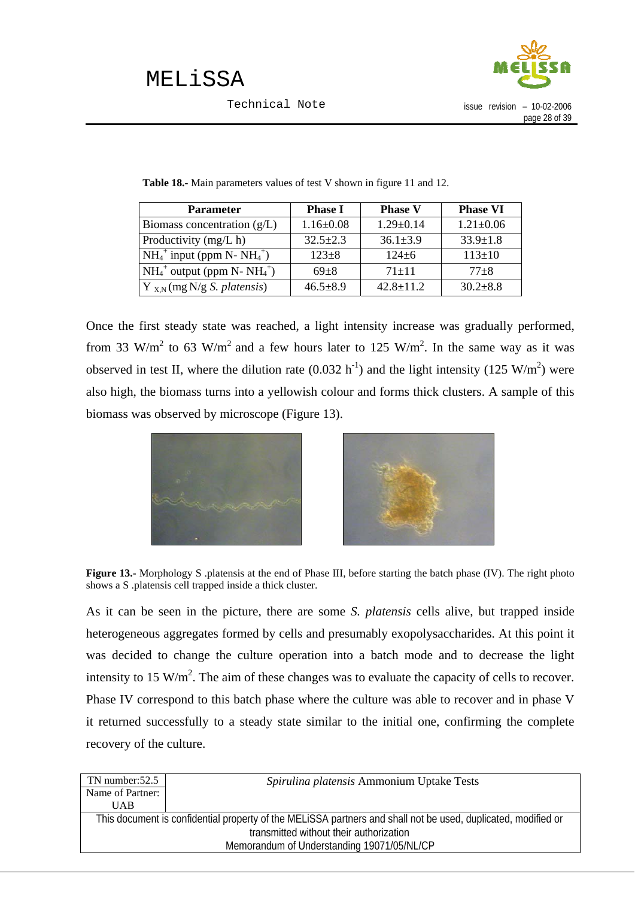**Table 18.-** Main parameters values of test V shown in figure 11 and 12.

| Parameter | Phase I | Phase V | Phase VI |
|---|---|---|---|
| Biomass concentration (g/L) | 1.16±0.08 | 1.29±0.14 | 1.21±0.06 |
| Productivity (mg/L h) | 32.5±2.3 | 36.1±3.9 | 33.9±1.8 |
| $NH_4^+$ input (ppm N- $NH_4^+$) | 123±8 | 124±6 | 113±10 |
| $NH_4^+$ output (ppm N- $NH_4^+$) | 69±8 | 71±11 | 77±8 |
| $Y_{X,N}$ (mg N/g *S. platensis*) | 46.5±8.9 | 42.8±11.2 | 30.2±8.8 |

Once the first steady state was reached, a light intensity increase was gradually performed, from 33 W/m$^2$ to 63 W/m$^2$ and a few hours later to 125 W/m$^2$. In the same way as it was observed in test II, where the dilution rate (0.032 h$^{-1}$) and the light intensity (125 W/m$^2$) were also high, the biomass turns into a yellowish colour and forms thick clusters. A sample of this biomass was observed by microscope (Figure 13).

**Figure 13.-** Morphology S .platensis at the end of Phase III, before starting the batch phase (IV). The right photo shows a S .platensis cell trapped inside a thick cluster.

As it can be seen in the picture, there are some *S. platensis* cells alive, but trapped inside heterogeneous aggregates formed by cells and presumably exopolysaccharides. At this point it was decided to change the culture operation into a batch mode and to decrease the light intensity to 15 W/m$^2$. The aim of these changes was to evaluate the capacity of cells to recover. Phase IV correspond to this batch phase where the culture was able to recover and in phase V it returned successfully to a steady state similar to the initial one, confirming the complete recovery of the culture.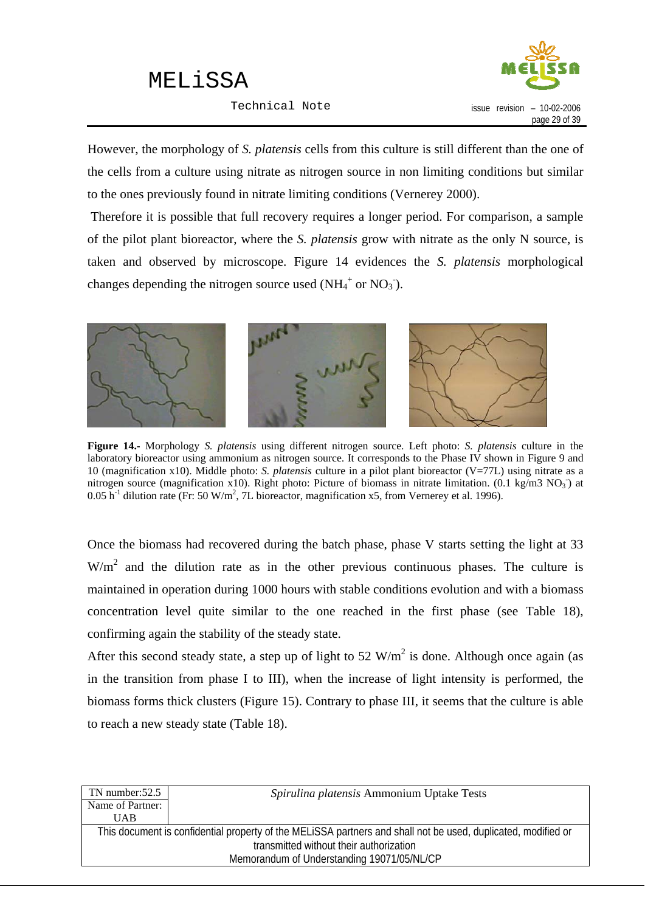However, the morphology of *S. platensis* cells from this culture is still different than the one of the cells from a culture using nitrate as nitrogen source in non limiting conditions but similar to the ones previously found in nitrate limiting conditions (Vernerey 2000).

Therefore it is possible that full recovery requires a longer period. For comparison, a sample of the pilot plant bioreactor, where the *S. platensis* grow with nitrate as the only N source, is taken and observed by microscope. Figure 14 evidences the *S. platensis* morphological changes depending the nitrogen source used ($NH_4^+$ or $NO_3^-$).

**Figure 14.-** Morphology *S. platensis* using different nitrogen source. Left photo: *S. platensis* culture in the laboratory bioreactor using ammonium as nitrogen source. It corresponds to the Phase IV shown in Figure 9 and 10 (magnification x10). Middle photo: *S. platensis* culture in a pilot plant bioreactor (V=77L) using nitrate as a nitrogen source (magnification x10). Right photo: Picture of biomass in nitrate limitation. (0.1 kg/m3 $NO_3^-$) at 0.05 $h^{-1}$ dilution rate (Fr: 50 $W/m^2$, 7L bioreactor, magnification x5, from Vernerey et al. 1996).

Once the biomass had recovered during the batch phase, phase V starts setting the light at 33 $W/m^2$ and the dilution rate as in the other previous continuous phases. The culture is maintained in operation during 1000 hours with stable conditions evolution and with a biomass concentration level quite similar to the one reached in the first phase (see Table 18), confirming again the stability of the steady state.

After this second steady state, a step up of light to 52 $W/m^2$ is done. Although once again (as in the transition from phase I to III), when the increase of light intensity is performed, the biomass forms thick clusters (Figure 15). Contrary to phase III, it seems that the culture is able to reach a new steady state (Table 18).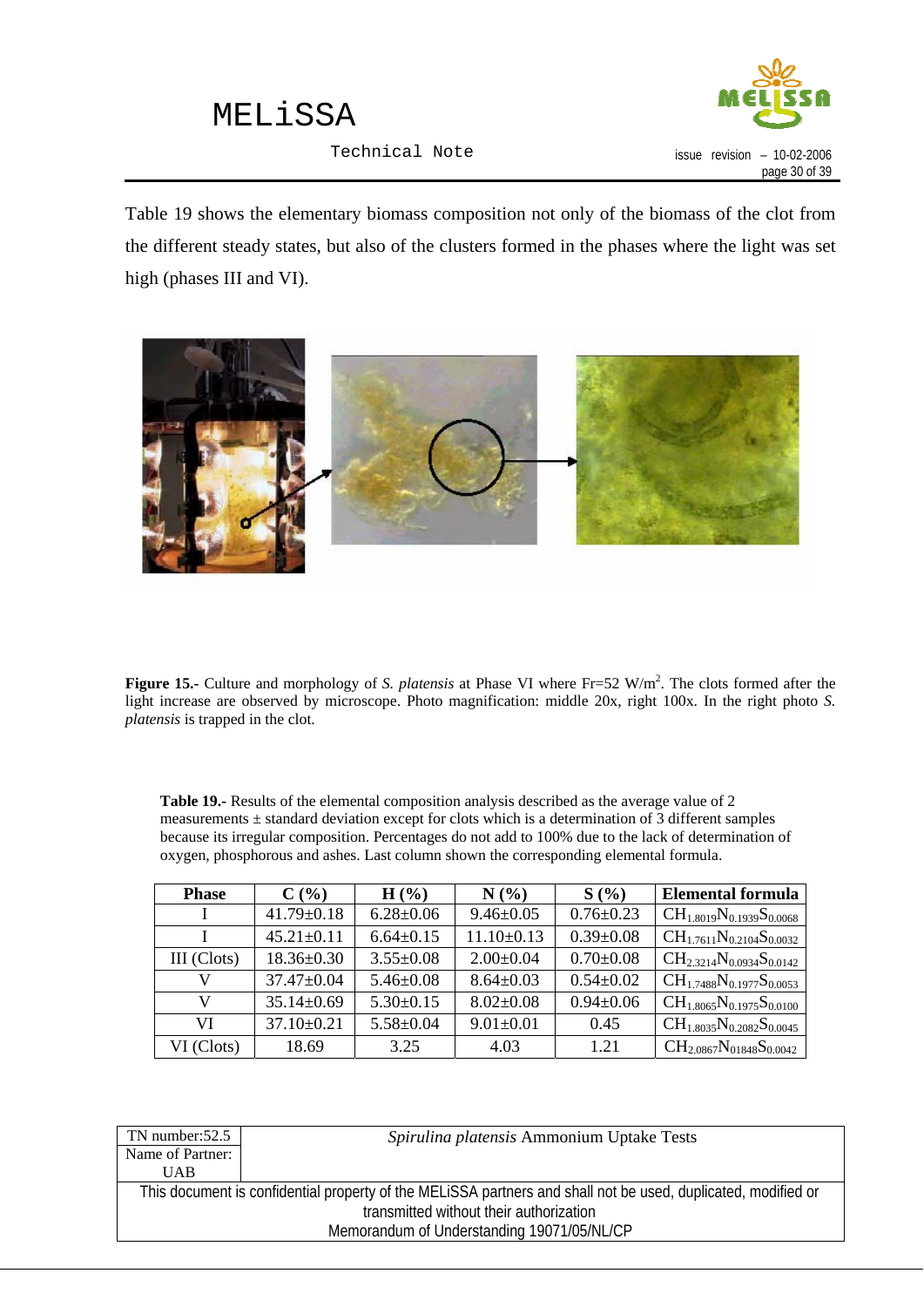Table 19 shows the elementary biomass composition not only of the biomass of the clot from the different steady states, but also of the clusters formed in the phases where the light was set high (phases III and VI).

**Figure 15.-** Culture and morphology of *S. platensis* at Phase VI where Fr=52 W/m$^2$. The clots formed after the light increase are observed by microscope. Photo magnification: middle 20x, right 100x. In the right photo *S. platensis* is trapped in the clot.

**Table 19.-** Results of the elemental composition analysis described as the average value of 2 measurements ± standard deviation except for clots which is a determination of 3 different samples because its irregular composition. Percentages do not add to 100% due to the lack of determination of oxygen, phosphorous and ashes. Last column shown the corresponding elemental formula.

| Phase | C (%) | H (%) | N (%) | S (%) | Elemental formula |
|---|---|---|---|---|---|
| I | 41.79±0.18 | 6.28±0.06 | 9.46±0.05 | 0.76±0.23 | $CH_{1.8019}N_{0.1939}S_{0.0068}$ |
| I | 45.21±0.11 | 6.64±0.15 | 11.10±0.13 | 0.39±0.08 | $CH_{1.7611}N_{0.2104}S_{0.0032}$ |
| III (Clots) | 18.36±0.30 | 3.55±0.08 | 2.00±0.04 | 0.70±0.08 | $CH_{2.3214}N_{0.0934}S_{0.0142}$ |
| V | 37.47±0.04 | 5.46±0.08 | 8.64±0.03 | 0.54±0.02 | $CH_{1.7488}N_{0.1977}S_{0.0053}$ |
| V | 35.14±0.69 | 5.30±0.15 | 8.02±0.08 | 0.94±0.06 | $CH_{1.8065}N_{0.1975}S_{0.0100}$ |
| VI | 37.10±0.21 | 5.58±0.04 | 9.01±0.01 | 0.45 | $CH_{1.8035}N_{0.2082}S_{0.0045}$ |
| VI (Clots) | 18.69 | 3.25 | 4.03 | 1.21 | $CH_{2.0867}N_{01848}S_{0.0042}$ |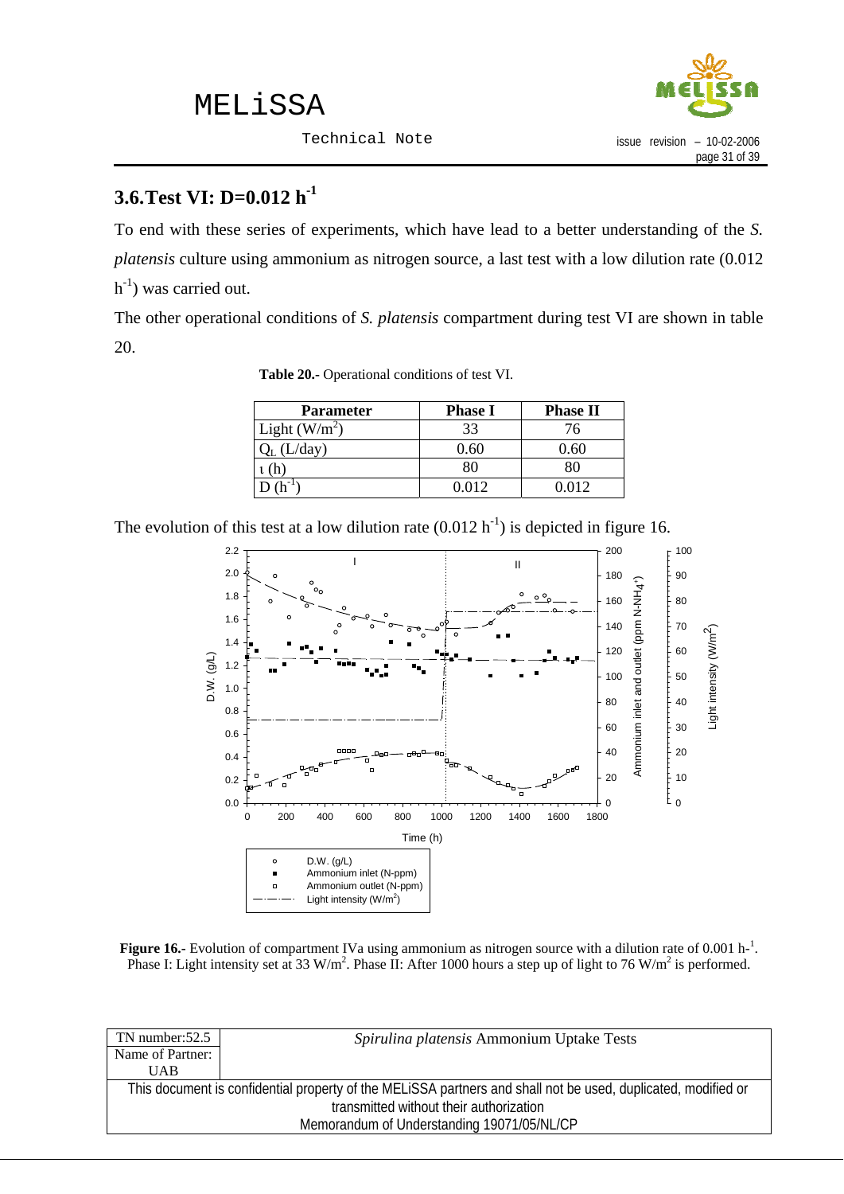## 3.6. Test VI: D=0.012 $h^{-1}$

To end with these series of experiments, which have lead to a better understanding of the *S. platensis* culture using ammonium as nitrogen source, a last test with a low dilution rate (0.012 $h^{-1}$) was carried out.

The other operational conditions of *S. platensis* compartment during test VI are shown in table 20.

**Table 20.-** Operational conditions of test VI.

| Parameter | Phase I | Phase II |
|---|---|---|
| Light ($W/m^2$) | 33 | 76 |
| $Q_L$ (L/day) | 0.60 | 0.60 |
| $\tau$ (h) | 80 | 80 |
| D ($h^{-1}$) | 0.012 | 0.012 |

The evolution of this test at a low dilution rate (0.012 $h^{-1}$) is depicted in figure 16.

**Figure 16.-** Evolution of compartment IVa using ammonium as nitrogen source with a dilution rate of 0.001 $h^{-1}$. Phase I: Light intensity set at 33 $W/m^2$. Phase II: After 1000 hours a step up of light to 76 $W/m^2$ is performed.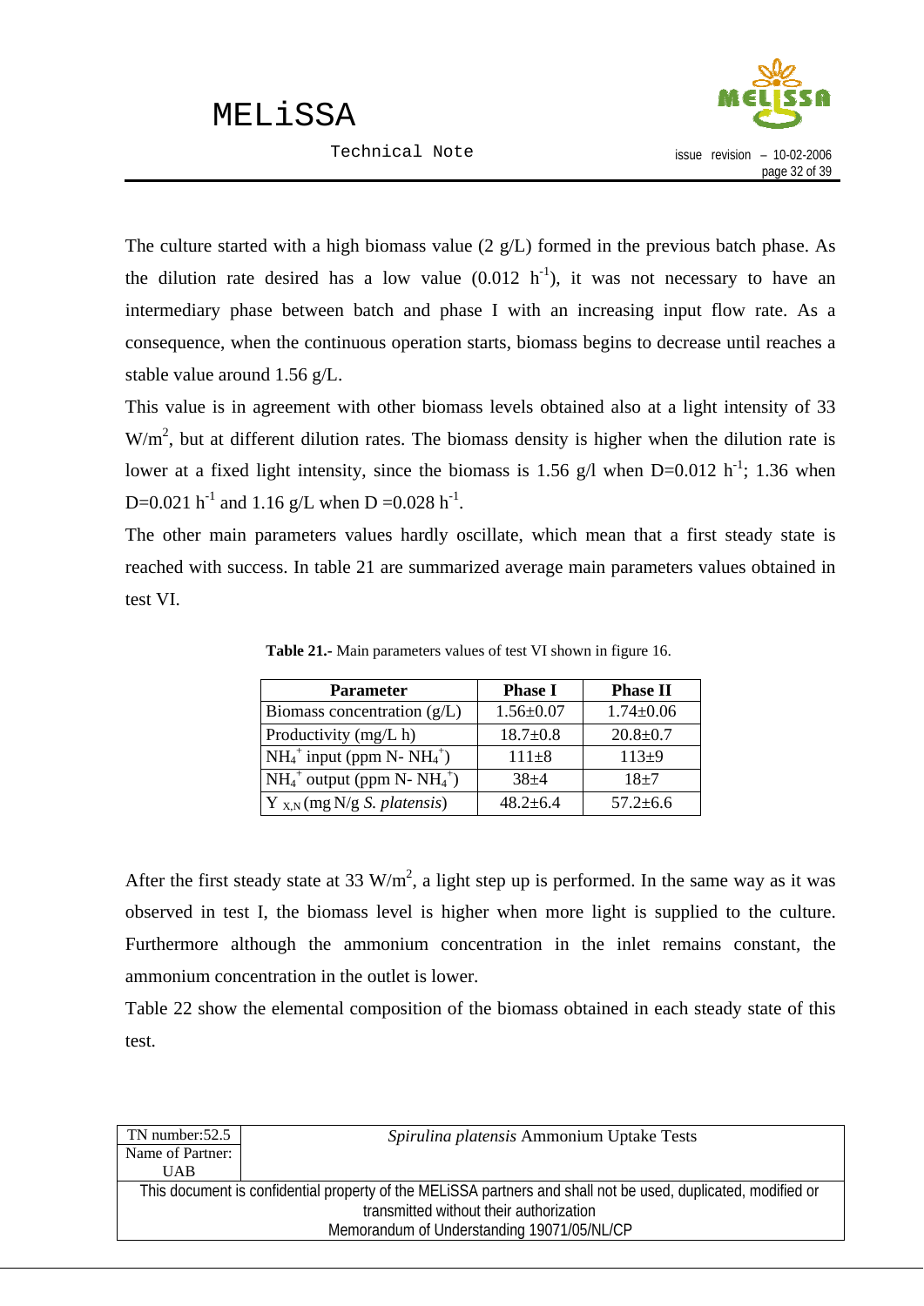The culture started with a high biomass value (2 g/L) formed in the previous batch phase. As the dilution rate desired has a low value (0.012 $h^{-1}$), it was not necessary to have an intermediary phase between batch and phase I with an increasing input flow rate. As a consequence, when the continuous operation starts, biomass begins to decrease until reaches a stable value around 1.56 g/L.

This value is in agreement with other biomass levels obtained also at a light intensity of 33 $W/m^2$, but at different dilution rates. The biomass density is higher when the dilution rate is lower at a fixed light intensity, since the biomass is 1.56 g/l when D=0.012 $h^{-1}$; 1.36 when D=0.021 $h^{-1}$ and 1.16 g/L when D =0.028 $h^{-1}$.

The other main parameters values hardly oscillate, which mean that a first steady state is reached with success. In table 21 are summarized average main parameters values obtained in test VI.

**Table 21.-** Main parameters values of test VI shown in figure 16.

| Parameter | Phase I | Phase II |
|---|---|---|
| Biomass concentration (g/L) | 1.56±0.07 | 1.74±0.06 |
| Productivity (mg/L h) | 18.7±0.8 | 20.8±0.7 |
| $NH_4^+$ input (ppm N- $NH_4^+$) | 111±8 | 113±9 |
| $NH_4^+$ output (ppm N- $NH_4^+$) | 38±4 | 18±7 |
| $Y_{X,N}$ (mg N/g *S. platensis*) | 48.2±6.4 | 57.2±6.6 |

After the first steady state at 33 $W/m^2$, a light step up is performed. In the same way as it was observed in test I, the biomass level is higher when more light is supplied to the culture. Furthermore although the ammonium concentration in the inlet remains constant, the ammonium concentration in the outlet is lower.

Table 22 show the elemental composition of the biomass obtained in each steady state of this test.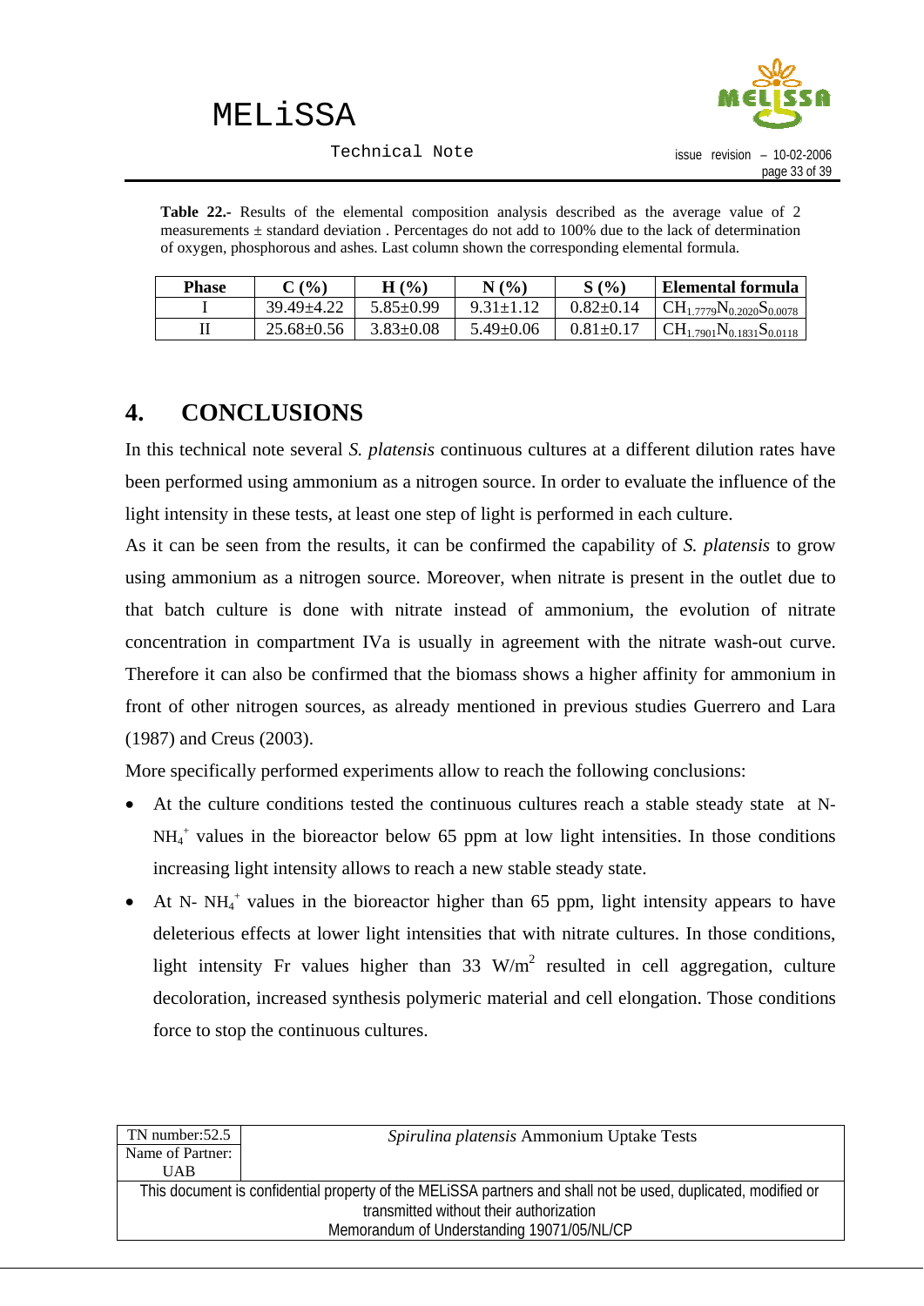**Table 22.-** Results of the elemental composition analysis described as the average value of 2 measurements ± standard deviation . Percentages do not add to 100% due to the lack of determination of oxygen, phosphorous and ashes. Last column shown the corresponding elemental formula.

| Phase | C (%) | H (%) | N (%) | S (%) | Elemental formula |
|---|---|---|---|---|---|
| I | 39.49±4.22 | 5.85±0.99 | 9.31±1.12 | 0.82±0.14 | $CH_{1.7779}N_{0.2020}S_{0.0078}$ |
| II | 25.68±0.56 | 3.83±0.08 | 5.49±0.06 | 0.81±0.17 | $CH_{1.7901}N_{0.1831}S_{0.0118}$ |

# 4. CONCLUSIONS

In this technical note several *S. platensis* continuous cultures at a different dilution rates have been performed using ammonium as a nitrogen source. In order to evaluate the influence of the light intensity in these tests, at least one step of light is performed in each culture.

As it can be seen from the results, it can be confirmed the capability of *S. platensis* to grow using ammonium as a nitrogen source. Moreover, when nitrate is present in the outlet due to that batch culture is done with nitrate instead of ammonium, the evolution of nitrate concentration in compartment IVa is usually in agreement with the nitrate wash-out curve. Therefore it can also be confirmed that the biomass shows a higher affinity for ammonium in front of other nitrogen sources, as already mentioned in previous studies Guerrero and Lara (1987) and Creus (2003).

More specifically performed experiments allow to reach the following conclusions:

- At the culture conditions tested the continuous cultures reach a stable steady state at N-$NH_4^+$ values in the bioreactor below 65 ppm at low light intensities. In those conditions increasing light intensity allows to reach a new stable steady state.
- At N- $NH_4^+$ values in the bioreactor higher than 65 ppm, light intensity appears to have deleterious effects at lower light intensities that with nitrate cultures. In those conditions, light intensity Fr values higher than 33 $W/m^2$ resulted in cell aggregation, culture decoloration, increased synthesis polymeric material and cell elongation. Those conditions force to stop the continuous cultures.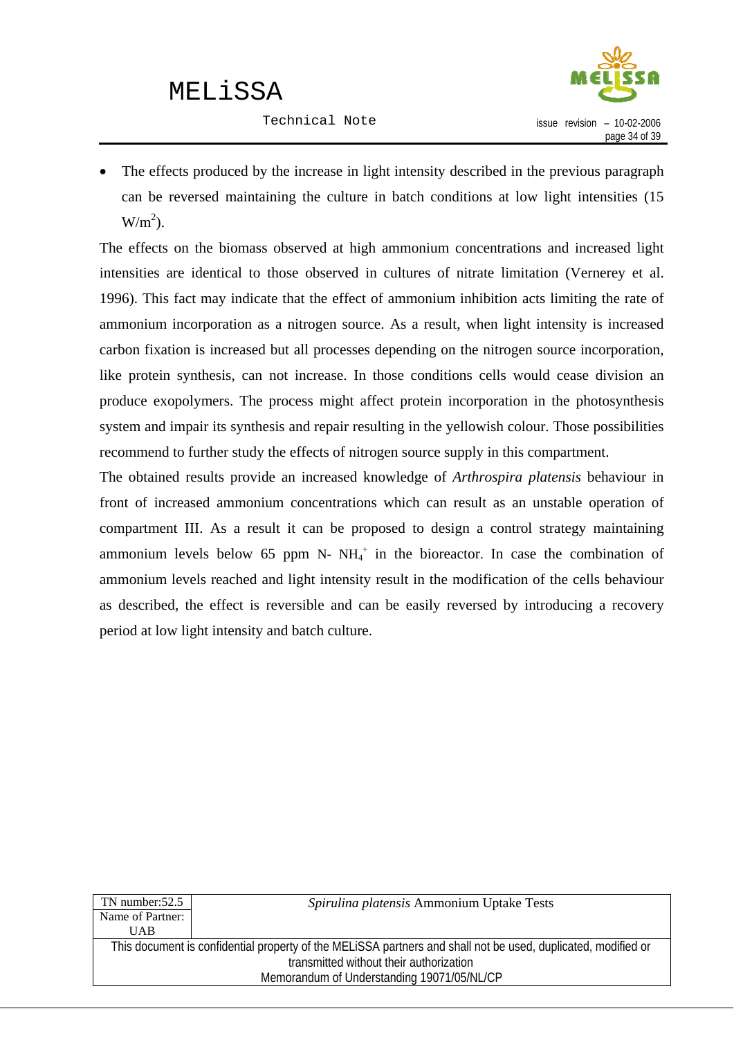- The effects produced by the increase in light intensity described in the previous paragraph can be reversed maintaining the culture in batch conditions at low light intensities (15 $W/m^2$).

The effects on the biomass observed at high ammonium concentrations and increased light intensities are identical to those observed in cultures of nitrate limitation (Vernerey et al. 1996). This fact may indicate that the effect of ammonium inhibition acts limiting the rate of ammonium incorporation as a nitrogen source. As a result, when light intensity is increased carbon fixation is increased but all processes depending on the nitrogen source incorporation, like protein synthesis, can not increase. In those conditions cells would cease division an produce exopolymers. The process might affect protein incorporation in the photosynthesis system and impair its synthesis and repair resulting in the yellowish colour. Those possibilities recommend to further study the effects of nitrogen source supply in this compartment.

The obtained results provide an increased knowledge of *Arthrospira platensis* behaviour in front of increased ammonium concentrations which can result as an unstable operation of compartment III. As a result it can be proposed to design a control strategy maintaining ammonium levels below 65 ppm N- $NH_4^+$ in the bioreactor. In case the combination of ammonium levels reached and light intensity result in the modification of the cells behaviour as described, the effect is reversible and can be easily reversed by introducing a recovery period at low light intensity and batch culture.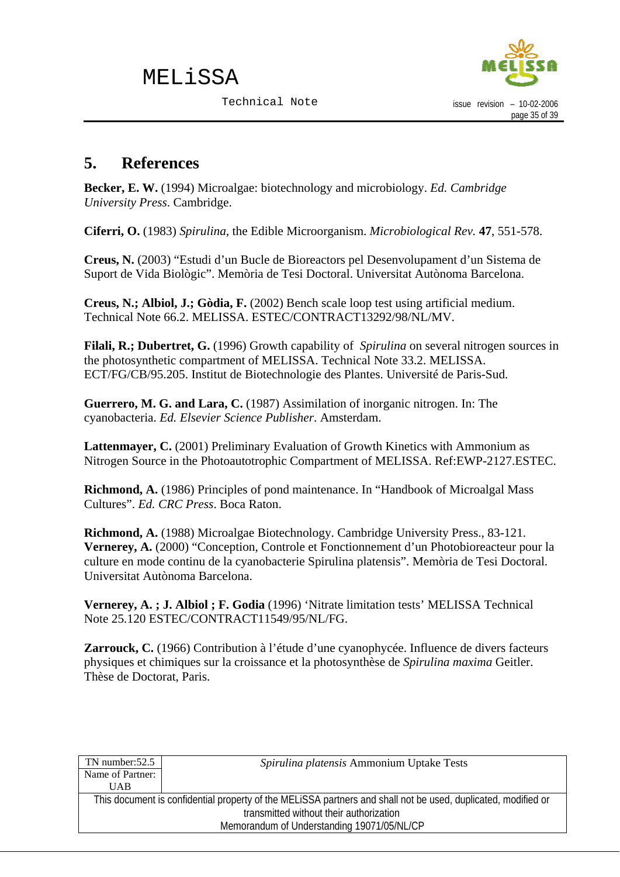## 5. References

**Becker, E. W.** (1994) Microalgae: biotechnology and microbiology. *Ed. Cambridge University Press*. Cambridge.

**Ciferri, O.** (1983) *Spirulina*, the Edible Microorganism. *Microbiological Rev.* **47**, 551-578.

**Creus, N.** (2003) "Estudi d'un Bucle de Bioreactors pel Desenvolupament d'un Sistema de Suport de Vida Biològic". Memòria de Tesi Doctoral. Universitat Autònoma Barcelona.

**Creus, N.; Albiol, J.; Gòdia, F.** (2002) Bench scale loop test using artificial medium. Technical Note 66.2. MELISSA. ESTEC/CONTRACT13292/98/NL/MV.

**Filali, R.; Dubertret, G.** (1996) Growth capability of *Spirulina* on several nitrogen sources in the photosynthetic compartment of MELISSA. Technical Note 33.2. MELISSA. ECT/FG/CB/95.205. Institut de Biotechnologie des Plantes. Université de Paris-Sud.

**Guerrero, M. G. and Lara, C.** (1987) Assimilation of inorganic nitrogen. In: The cyanobacteria. *Ed. Elsevier Science Publisher*. Amsterdam.

**Lattenmayer, C.** (2001) Preliminary Evaluation of Growth Kinetics with Ammonium as Nitrogen Source in the Photoautotrophic Compartment of MELISSA. Ref:EWP-2127.ESTEC.

**Richmond, A.** (1986) Principles of pond maintenance. In "Handbook of Microalgal Mass Cultures". *Ed. CRC Press*. Boca Raton.

**Richmond, A.** (1988) Microalgae Biotechnology. Cambridge University Press., 83-121.
**Vernerey, A.** (2000) "Conception, Controle et Fonctionnement d'un Photobioreacteur pour la culture en mode continu de la cyanobacterie Spirulina platensis". Memòria de Tesi Doctoral. Universitat Autònoma Barcelona.

**Vernerey, A. ; J. Albiol ; F. Godia** (1996) 'Nitrate limitation tests' MELISSA Technical Note 25.120 ESTEC/CONTRACT11549/95/NL/FG.

**Zarrouck, C.** (1966) Contribution à l'étude d'une cyanophycée. Influence de divers facteurs physiques et chimiques sur la croissance et la photosynthèse de *Spirulina maxima* Geitler. Thèse de Doctorat, Paris.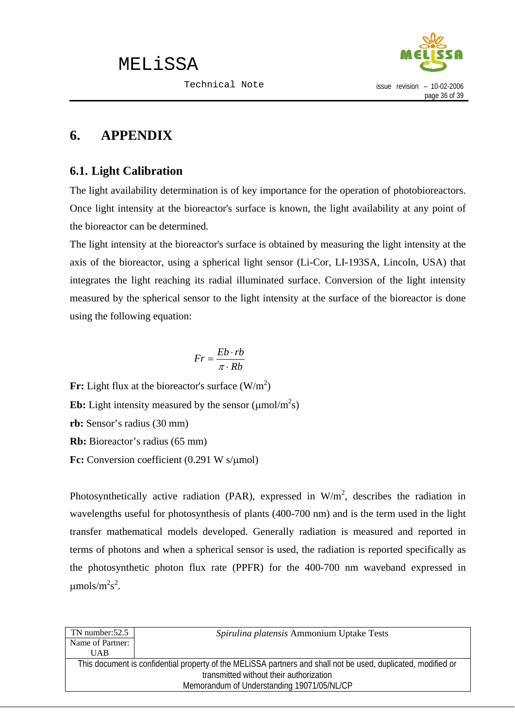# 6. APPENDIX

## 6.1. Light Calibration

The light availability determination is of key importance for the operation of photobioreactors. Once light intensity at the bioreactor's surface is known, the light availability at any point of the bioreactor can be determined.

The light intensity at the bioreactor's surface is obtained by measuring the light intensity at the axis of the bioreactor, using a spherical light sensor (Li-Cor, LI-193SA, Lincoln, USA) that integrates the light reaching its radial illuminated surface. Conversion of the light intensity measured by the spherical sensor to the light intensity at the surface of the bioreactor is done using the following equation:

$$Fr = \frac{Eb \cdot rb}{\pi \cdot Rb}$$

**Fr:** Light flux at the bioreactor's surface ($W/m^2$)

**Eb:** Light intensity measured by the sensor ($\mu mol/m^2 s$)

**rb:** Sensor's radius (30 mm)

**Rb:** Bioreactor's radius (65 mm)

**Fc:** Conversion coefficient (0.291 W s/μmol)

Photosynthetically active radiation (PAR), expressed in $W/m^2$, describes the radiation in wavelengths useful for photosynthesis of plants (400-700 nm) and is the term used in the light transfer mathematical models developed. Generally radiation is measured and reported in terms of photons and when a spherical sensor is used, the radiation is reported specifically as the photosynthetic photon flux rate (PPFR) for the 400-700 nm waveband expressed in $\mu mols/m^2 s^2$.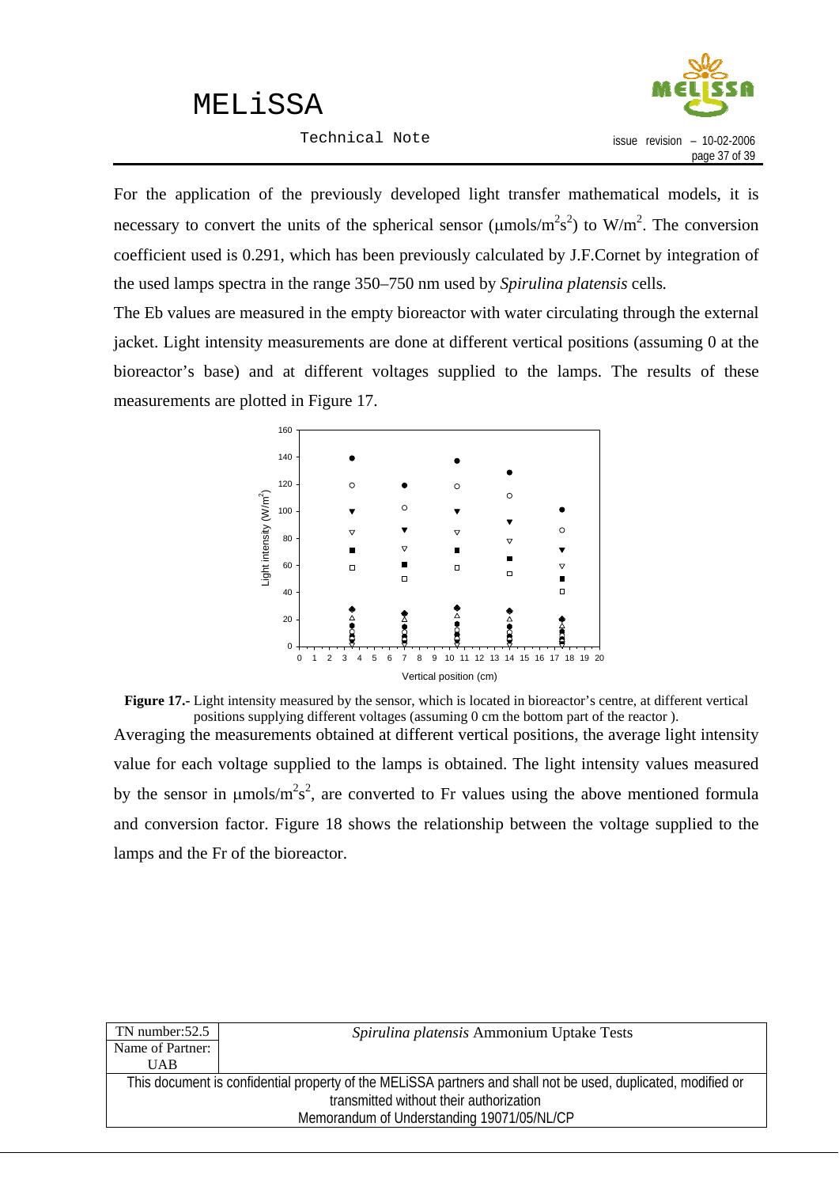For the application of the previously developed light transfer mathematical models, it is necessary to convert the units of the spherical sensor (µmols/$m^2s^2$) to W/$m^2$. The conversion coefficient used is 0.291, which has been previously calculated by J.F.Cornet by integration of the used lamps spectra in the range 350–750 nm used by *Spirulina platensis* cells.

The Eb values are measured in the empty bioreactor with water circulating through the external jacket. Light intensity measurements are done at different vertical positions (assuming 0 at the bioreactor's base) and at different voltages supplied to the lamps. The results of these measurements are plotted in Figure 17.

**Figure 17.-** Light intensity measured by the sensor, which is located in bioreactor's centre, at different vertical positions supplying different voltages (assuming 0 cm the bottom part of the reactor ).

Averaging the measurements obtained at different vertical positions, the average light intensity value for each voltage supplied to the lamps is obtained. The light intensity values measured by the sensor in µmols/$m^2s^2$, are converted to Fr values using the above mentioned formula and conversion factor. Figure 18 shows the relationship between the voltage supplied to the lamps and the Fr of the bioreactor.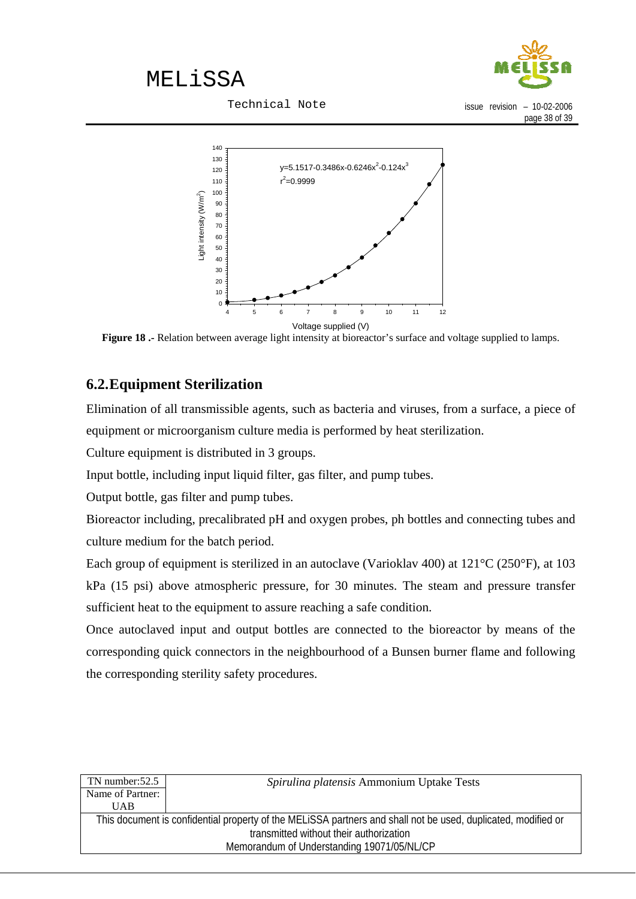Figure 18 .- Relation between average light intensity at bioreactor's surface and voltage supplied to lamps.

## 6.2. Equipment Sterilization

Elimination of all transmissible agents, such as bacteria and viruses, from a surface, a piece of equipment or microorganism culture media is performed by heat sterilization.

Culture equipment is distributed in 3 groups.

Input bottle, including input liquid filter, gas filter, and pump tubes.

Output bottle, gas filter and pump tubes.

Bioreactor including, precalibrated pH and oxygen probes, ph bottles and connecting tubes and culture medium for the batch period.

Each group of equipment is sterilized in an autoclave (Varioklav 400) at 121°C (250°F), at 103 kPa (15 psi) above atmospheric pressure, for 30 minutes. The steam and pressure transfer sufficient heat to the equipment to assure reaching a safe condition.

Once autoclaved input and output bottles are connected to the bioreactor by means of the corresponding quick connectors in the neighbourhood of a Bunsen burner flame and following the corresponding sterility safety procedures.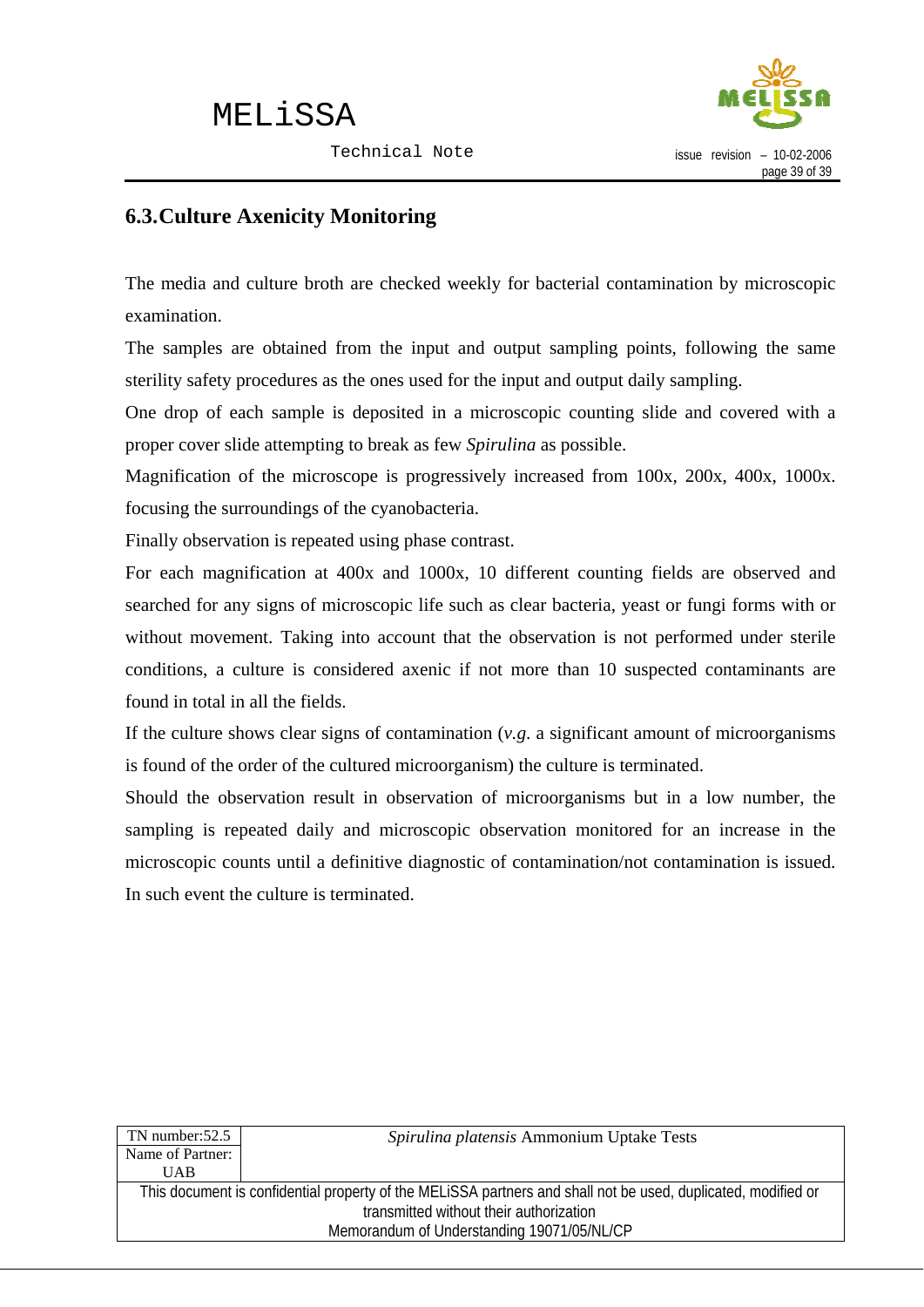## 6.3. Culture Axenicity Monitoring

The media and culture broth are checked weekly for bacterial contamination by microscopic examination.

The samples are obtained from the input and output sampling points, following the same sterility safety procedures as the ones used for the input and output daily sampling.

One drop of each sample is deposited in a microscopic counting slide and covered with a proper cover slide attempting to break as few *Spirulina* as possible.

Magnification of the microscope is progressively increased from 100x, 200x, 400x, 1000x. focusing the surroundings of the cyanobacteria.

Finally observation is repeated using phase contrast.

For each magnification at 400x and 1000x, 10 different counting fields are observed and searched for any signs of microscopic life such as clear bacteria, yeast or fungi forms with or without movement. Taking into account that the observation is not performed under sterile conditions, a culture is considered axenic if not more than 10 suspected contaminants are found in total in all the fields.

If the culture shows clear signs of contamination (*v.g.* a significant amount of microorganisms is found of the order of the cultured microorganism) the culture is terminated.

Should the observation result in observation of microorganisms but in a low number, the sampling is repeated daily and microscopic observation monitored for an increase in the microscopic counts until a definitive diagnostic of contamination/not contamination is issued. In such event the culture is terminated.